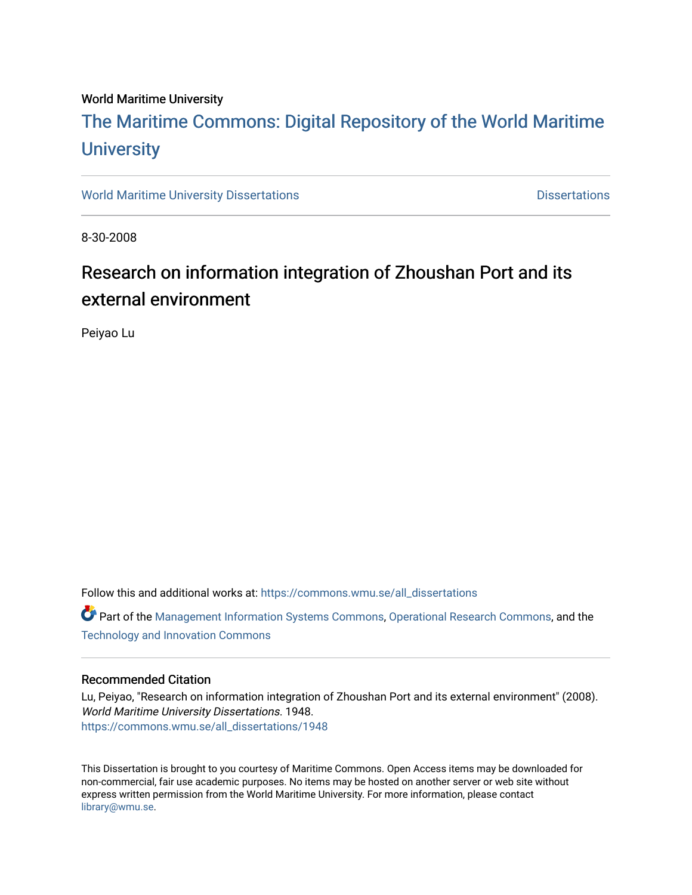World Maritime University

# The Maritime Commons: Digital Repository of the World Maritime University

World Maritime University Dissertations | Dissertations

8-30-2008

## Research on information integration of Zhoushan Port and its external environment

Peiyao Lu

Follow this and additional works at: https://commons.wmu.se/all_dissertations

Part of the Management Information Systems Commons, Operational Research Commons, and the Technology and Innovation Commons

### Recommended Citation

Lu, Peiyao, "Research on information integration of Zhoushan Port and its external environment" (2008). *World Maritime University Dissertations*. 1948.
https://commons.wmu.se/all_dissertations/1948

This Dissertation is brought to you courtesy of Maritime Commons. Open Access items may be downloaded for non-commercial, fair use academic purposes. No items may be hosted on another server or web site without express written permission from the World Maritime University. For more information, please contact library@wmu.se.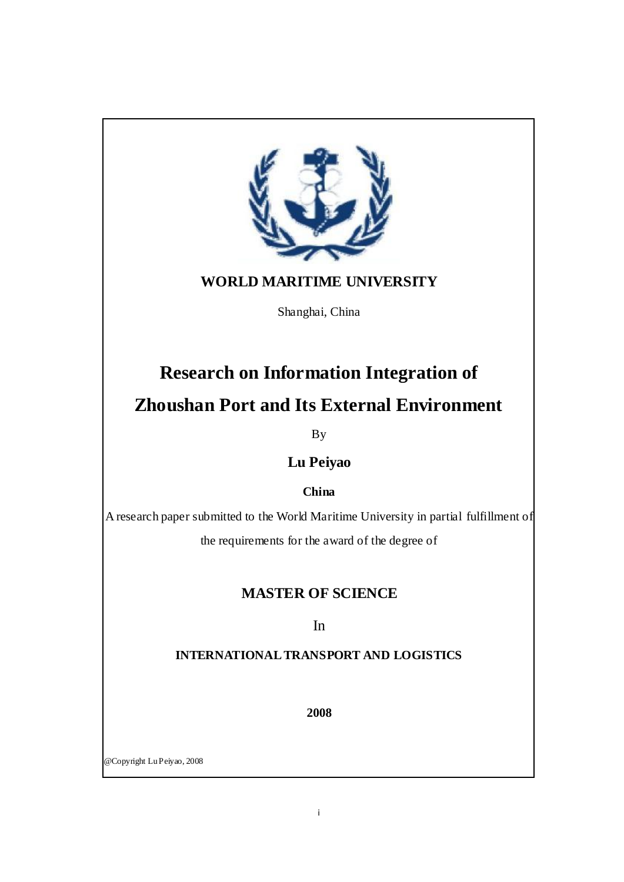**WORLD MARITIME UNIVERSITY**

Shanghai, China

# Research on Information Integration of Zhoushan Port and Its External Environment

By

**Lu Peiyao**

**China**

A research paper submitted to the World Maritime University in partial fulfillment of the requirements for the award of the degree of

**MASTER OF SCIENCE**

In

**INTERNATIONAL TRANSPORT AND LOGISTICS**

**2008**

@Copyright Lu Peiyao, 2008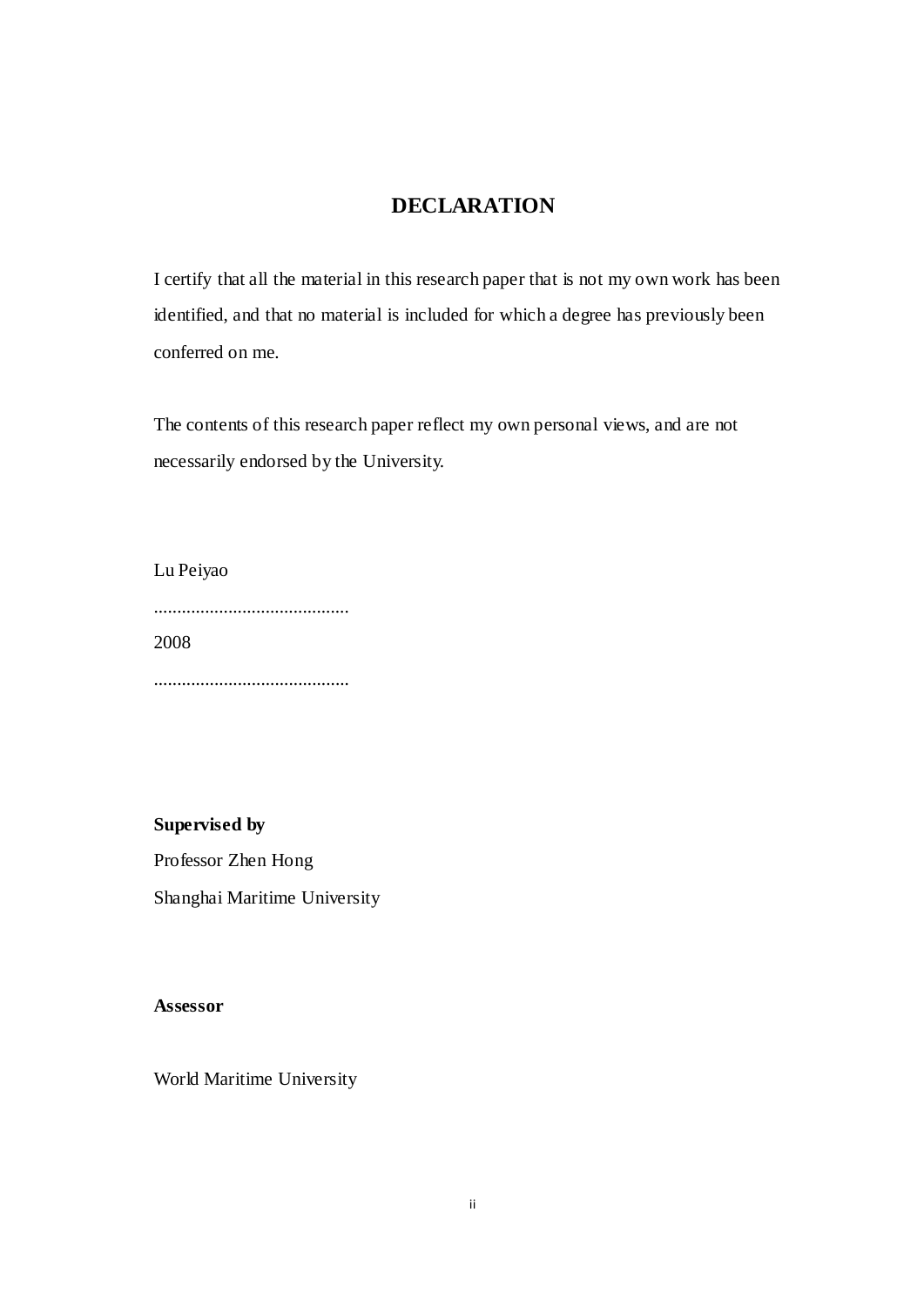# DECLARATION

I certify that all the material in this research paper that is not my own work has been identified, and that no material is included for which a degree has previously been conferred on me.

The contents of this research paper reflect my own personal views, and are not necessarily endorsed by the University.

Lu Peiyao

..........................................

2008

..........................................

**Supervised by**

Professor Zhen Hong

Shanghai Maritime University

**Assessor**

World Maritime University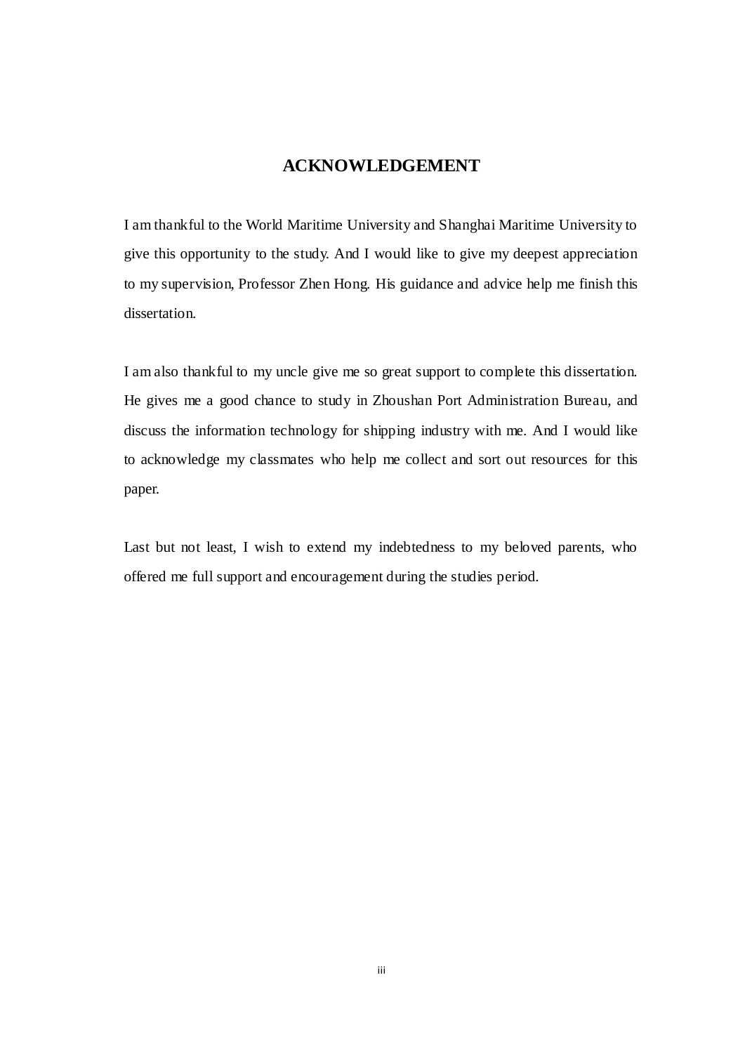# ACKNOWLEDGEMENT

I am thankful to the World Maritime University and Shanghai Maritime University to give this opportunity to the study. And I would like to give my deepest appreciation to my supervision, Professor Zhen Hong. His guidance and advice help me finish this dissertation.

I am also thankful to my uncle give me so great support to complete this dissertation. He gives me a good chance to study in Zhoushan Port Administration Bureau, and discuss the information technology for shipping industry with me. And I would like to acknowledge my classmates who help me collect and sort out resources for this paper.

Last but not least, I wish to extend my indebtedness to my beloved parents, who offered me full support and encouragement during the studies period.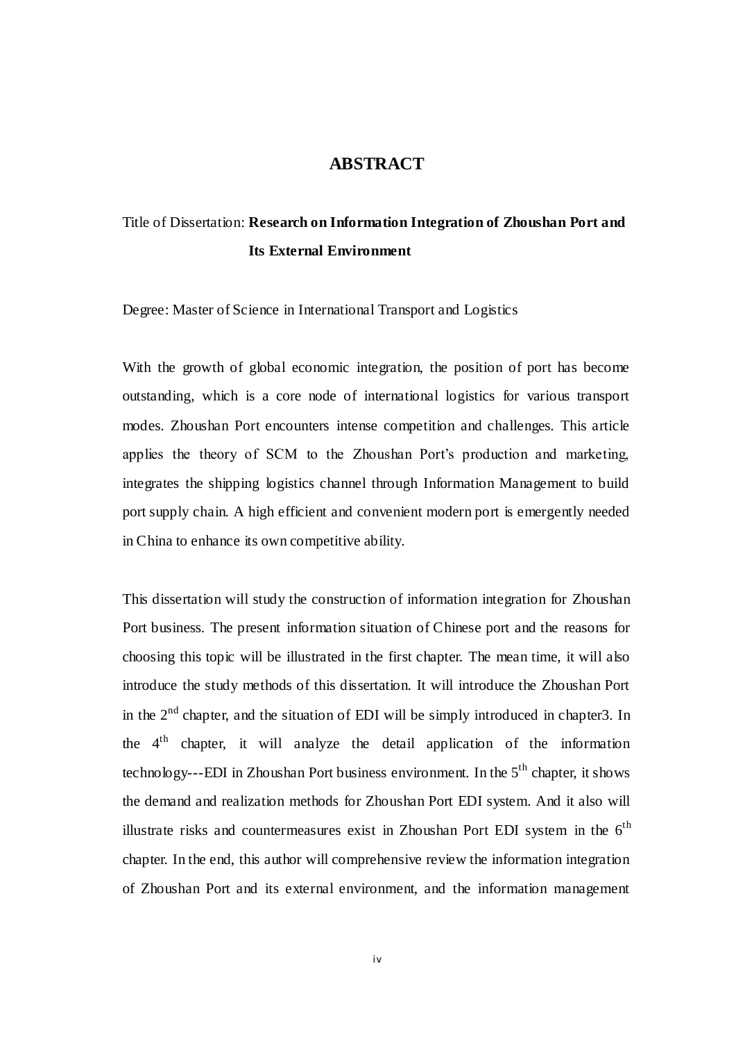# ABSTRACT

Title of Dissertation: **Research on Information Integration of Zhoushan Port and Its External Environment**

Degree: Master of Science in International Transport and Logistics

With the growth of global economic integration, the position of port has become outstanding, which is a core node of international logistics for various transport modes. Zhoushan Port encounters intense competition and challenges. This article applies the theory of SCM to the Zhoushan Port's production and marketing, integrates the shipping logistics channel through Information Management to build port supply chain. A high efficient and convenient modern port is emergently needed in China to enhance its own competitive ability.

This dissertation will study the construction of information integration for Zhoushan Port business. The present information situation of Chinese port and the reasons for choosing this topic will be illustrated in the first chapter. The mean time, it will also introduce the study methods of this dissertation. It will introduce the Zhoushan Port in the 2nd chapter, and the situation of EDI will be simply introduced in chapter3. In the 4th chapter, it will analyze the detail application of the information technology---EDI in Zhoushan Port business environment. In the 5th chapter, it shows the demand and realization methods for Zhoushan Port EDI system. And it also will illustrate risks and countermeasures exist in Zhoushan Port EDI system in the 6th chapter. In the end, this author will comprehensive review the information integration of Zhoushan Port and its external environment, and the information management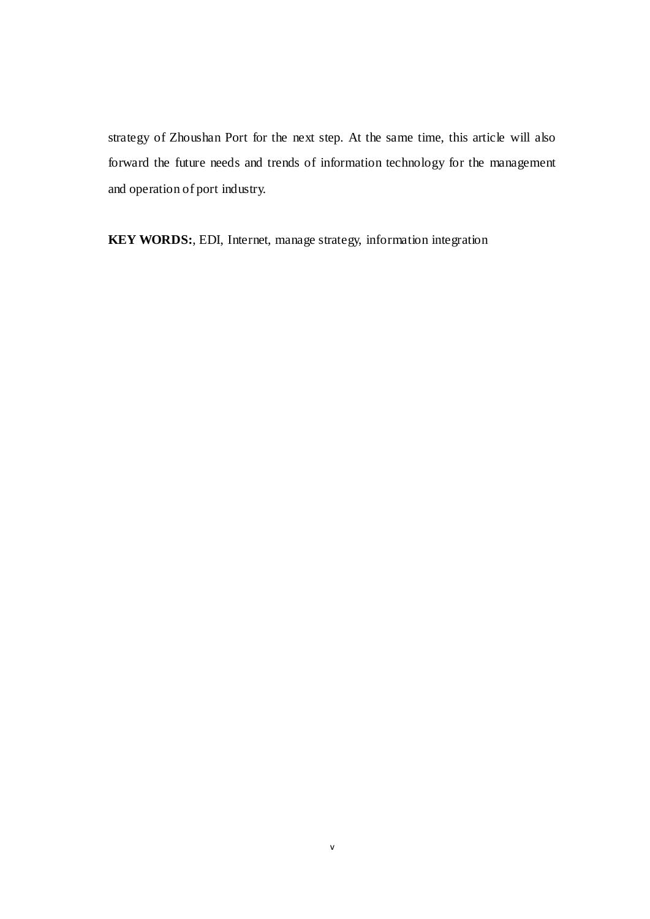strategy of Zhoushan Port for the next step. At the same time, this article will also forward the future needs and trends of information technology for the management and operation of port industry.

**KEY WORDS:**, EDI, Internet, manage strategy, information integration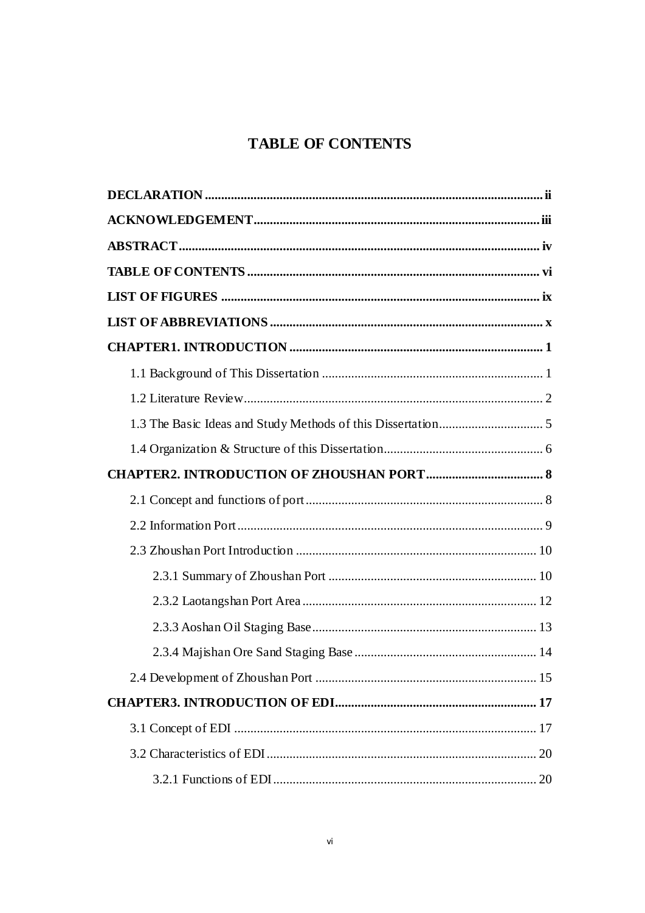# TABLE OF CONTENTS

**DECLARATION** ........ **ii**

**ACKNOWLEDGEMENT** ........ **iii**

**ABSTRACT** ........ **iv**

**TABLE OF CONTENTS** ........ **vi**

**LIST OF FIGURES** ........ **ix**

**LIST OF ABBREVIATIONS** ........ **x**

**CHAPTER1. INTRODUCTION** ........ **1**

- 1.1 Background of This Dissertation ........ 1
- 1.2 Literature Review ........ 2
- 1.3 The Basic Ideas and Study Methods of this Dissertation ........ 5
- 1.4 Organization & Structure of this Dissertation ........ 6

**CHAPTER2. INTRODUCTION OF ZHOUSHAN PORT** ........ **8**

- 2.1 Concept and functions of port ........ 8
- 2.2 Information Port ........ 9
- 2.3 Zhoushan Port Introduction ........ 10
  - 2.3.1 Summary of Zhoushan Port ........ 10
  - 2.3.2 Laotangshan Port Area ........ 12
  - 2.3.3 Aoshan Oil Staging Base ........ 13
  - 2.3.4 Majishan Ore Sand Staging Base ........ 14
- 2.4 Development of Zhoushan Port ........ 15

**CHAPTER3. INTRODUCTION OF EDI** ........ **17**

- 3.1 Concept of EDI ........ 17
- 3.2 Characteristics of EDI ........ 20
  - 3.2.1 Functions of EDI ........ 20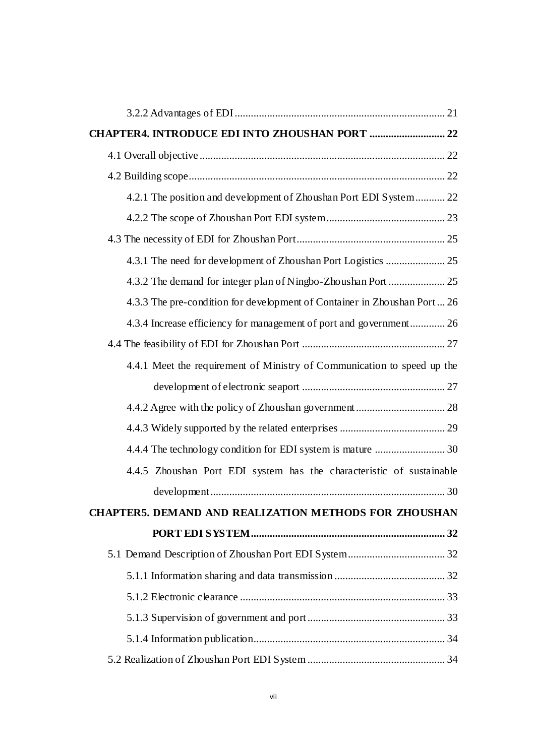3.2.2 Advantages of EDI ........................................................................... 21

**CHAPTER4. INTRODUCE EDI INTO ZHOUSHAN PORT ........................... 22**

4.1 Overall objective ........................................................................................ 22

4.2 Building scope ............................................................................................ 22

4.2.1 The position and development of Zhoushan Port EDI System ........... 22

4.2.2 The scope of Zhoushan Port EDI system ............................................ 23

4.3 The necessity of EDI for Zhoushan Port ....................................................... 25

4.3.1 The need for development of Zhoushan Port Logistics ...................... 25

4.3.2 The demand for integer plan of Ningbo-Zhoushan Port ..................... 25

4.3.3 The pre-condition for development of Container in Zhoushan Port ... 26

4.3.4 Increase efficiency for management of port and government ............. 26

4.4 The feasibility of EDI for Zhoushan Port ..................................................... 27

4.4.1 Meet the requirement of Ministry of Communication to speed up the development of electronic seaport ..................................................... 27

4.4.2 Agree with the policy of Zhoushan government ................................. 28

4.4.3 Widely supported by the related enterprises ....................................... 29

4.4.4 The technology condition for EDI system is mature .......................... 30

4.4.5 Zhoushan Port EDI system has the characteristic of sustainable development ....................................................................................... 30

**CHAPTER5. DEMAND AND REALIZATION METHODS FOR ZHOUSHAN PORT EDI SYSTEM ......................................................................... 32**

5.1 Demand Description of Zhoushan Port EDI System .................................... 32

5.1.1 Information sharing and data transmission ......................................... 32

5.1.2 Electronic clearance ............................................................................ 33

5.1.3 Supervision of government and port ................................................... 33

5.1.4 Information publication ....................................................................... 34

5.2 Realization of Zhoushan Port EDI System ................................................... 34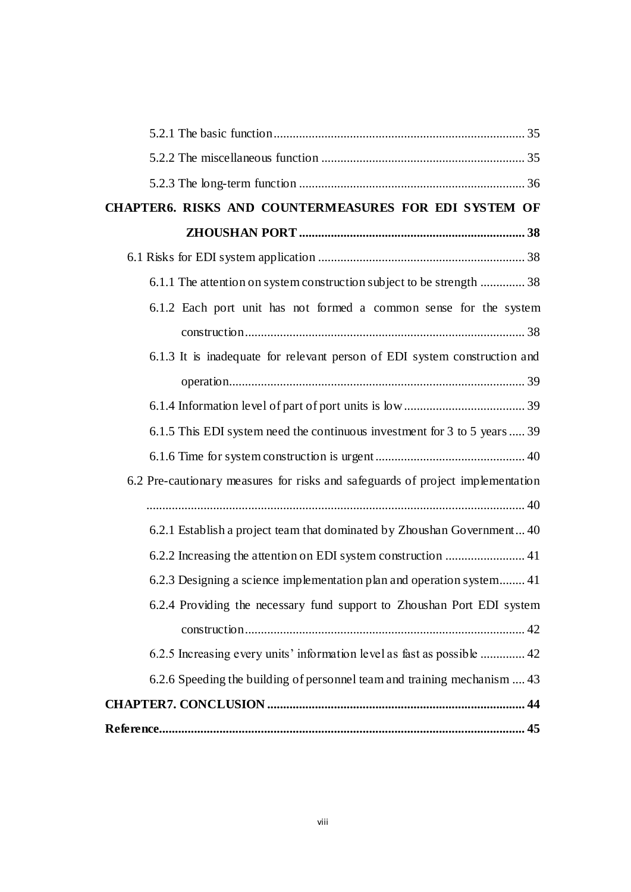5.2.1 The basic function ............................................................................ 35

5.2.2 The miscellaneous function ................................................................ 35

5.2.3 The long-term function ....................................................................... 36

**CHAPTER6. RISKS AND COUNTERMEASURES FOR EDI SYSTEM OF ZHOUSHAN PORT ........................................................................ 38**

6.1 Risks for EDI system application ............................................................... 38

6.1.1 The attention on system construction subject to be strength .............. 38

6.1.2 Each port unit has not formed a common sense for the system construction ............................................................................................ 38

6.1.3 It is inadequate for relevant person of EDI system construction and operation .............................................................................................. 39

6.1.4 Information level of part of port units is low ...................................... 39

6.1.5 This EDI system need the continuous investment for 3 to 5 years ..... 39

6.1.6 Time for system construction is urgent ............................................... 40

6.2 Pre-cautionary measures for risks and safeguards of project implementation ........................................................................................................ 40

6.2.1 Establish a project team that dominated by Zhoushan Government ... 40

6.2.2 Increasing the attention on EDI system construction ......................... 41

6.2.3 Designing a science implementation plan and operation system........ 41

6.2.4 Providing the necessary fund support to Zhoushan Port EDI system construction ........................................................................................ 42

6.2.5 Increasing every units' information level as fast as possible .............. 42

6.2.6 Speeding the building of personnel team and training mechanism .... 43

**CHAPTER7. CONCLUSION ................................................................................ 44**

**Reference................................................................................................................ 45**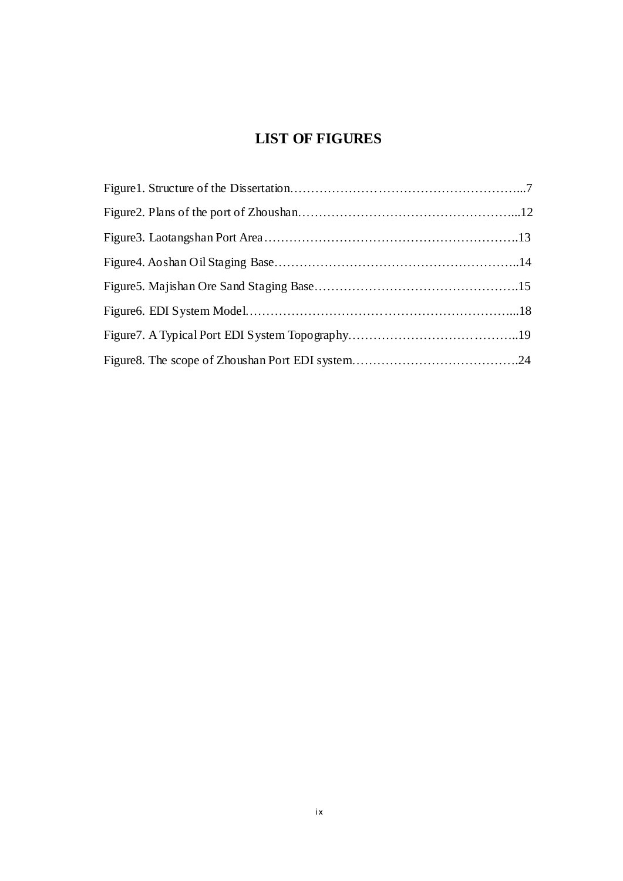# LIST OF FIGURES

Figure1. Structure of the Dissertation………………………………………………...7

Figure2. Plans of the port of Zhoushan……………………………………………...12

Figure3. Laotangshan Port Area…………………………………………………….13

Figure4. Aoshan Oil Staging Base…………………………………………………..14

Figure5. Majishan Ore Sand Staging Base………………………………………….15

Figure6. EDI System Model………………………………………………………...18

Figure7. A Typical Port EDI System Topography…………………………………..19

Figure8. The scope of Zhoushan Port EDI system………………………………….24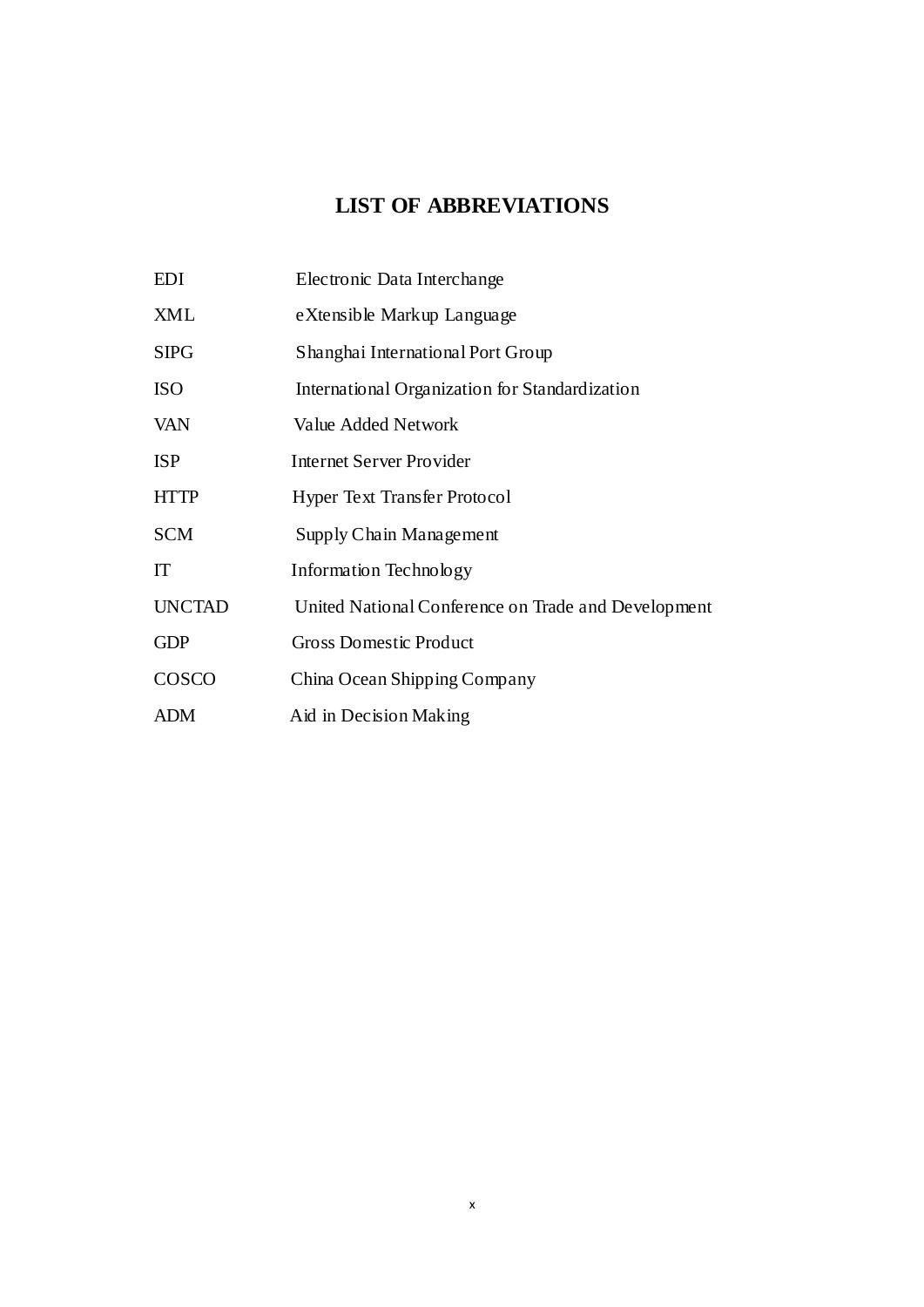# LIST OF ABBREVIATIONS

| | |
|---|---|
| EDI | Electronic Data Interchange |
| XML | eXtensible Markup Language |
| SIPG | Shanghai International Port Group |
| ISO | International Organization for Standardization |
| VAN | Value Added Network |
| ISP | Internet Server Provider |
| HTTP | Hyper Text Transfer Protocol |
| SCM | Supply Chain Management |
| IT | Information Technology |
| UNCTAD | United National Conference on Trade and Development |
| GDP | Gross Domestic Product |
| COSCO | China Ocean Shipping Company |
| ADM | Aid in Decision Making |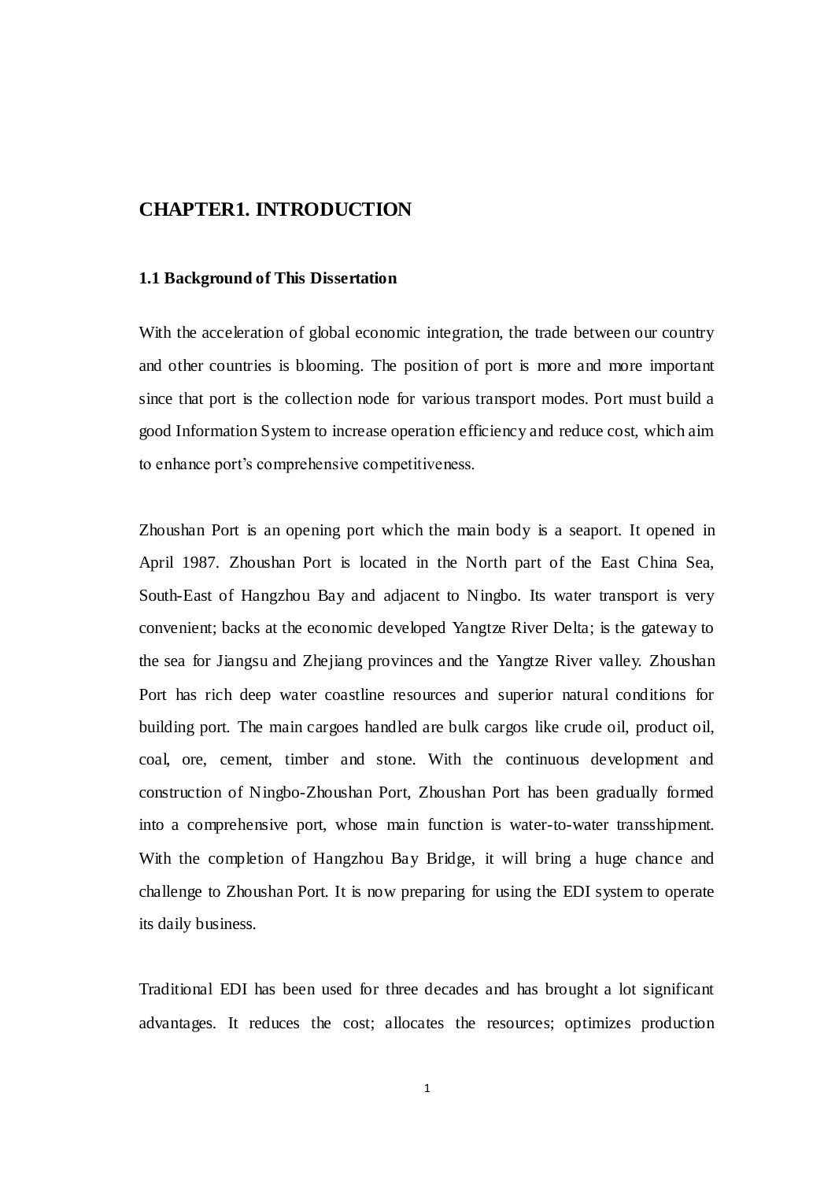# CHAPTER1. INTRODUCTION

## 1.1 Background of This Dissertation

With the acceleration of global economic integration, the trade between our country and other countries is blooming. The position of port is more and more important since that port is the collection node for various transport modes. Port must build a good Information System to increase operation efficiency and reduce cost, which aim to enhance port's comprehensive competitiveness.

Zhoushan Port is an opening port which the main body is a seaport. It opened in April 1987. Zhoushan Port is located in the North part of the East China Sea, South-East of Hangzhou Bay and adjacent to Ningbo. Its water transport is very convenient; backs at the economic developed Yangtze River Delta; is the gateway to the sea for Jiangsu and Zhejiang provinces and the Yangtze River valley. Zhoushan Port has rich deep water coastline resources and superior natural conditions for building port. The main cargoes handled are bulk cargos like crude oil, product oil, coal, ore, cement, timber and stone. With the continuous development and construction of Ningbo-Zhoushan Port, Zhoushan Port has been gradually formed into a comprehensive port, whose main function is water-to-water transshipment. With the completion of Hangzhou Bay Bridge, it will bring a huge chance and challenge to Zhoushan Port. It is now preparing for using the EDI system to operate its daily business.

Traditional EDI has been used for three decades and has brought a lot significant advantages. It reduces the cost; allocates the resources; optimizes production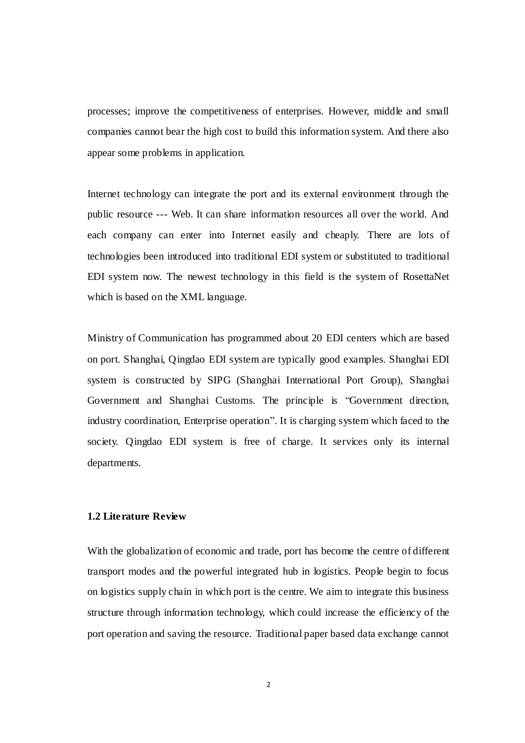processes; improve the competitiveness of enterprises. However, middle and small companies cannot bear the high cost to build this information system. And there also appear some problems in application.

Internet technology can integrate the port and its external environment through the public resource --- Web. It can share information resources all over the world. And each company can enter into Internet easily and cheaply. There are lots of technologies been introduced into traditional EDI system or substituted to traditional EDI system now. The newest technology in this field is the system of RosettaNet which is based on the XML language.

Ministry of Communication has programmed about 20 EDI centers which are based on port. Shanghai, Qingdao EDI system are typically good examples. Shanghai EDI system is constructed by SIPG (Shanghai International Port Group), Shanghai Government and Shanghai Customs. The principle is "Government direction, industry coordination, Enterprise operation". It is charging system which faced to the society. Qingdao EDI system is free of charge. It services only its internal departments.

### 1.2 Literature Review

With the globalization of economic and trade, port has become the centre of different transport modes and the powerful integrated hub in logistics. People begin to focus on logistics supply chain in which port is the centre. We aim to integrate this business structure through information technology, which could increase the efficiency of the port operation and saving the resource. Traditional paper based data exchange cannot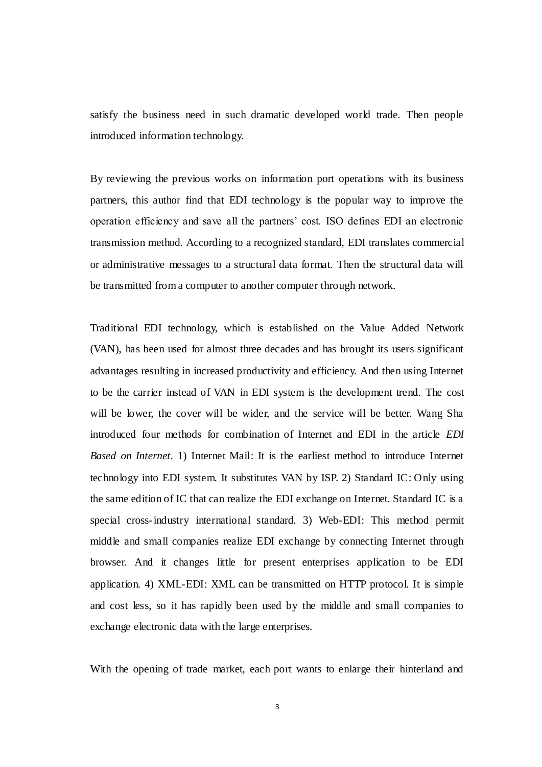satisfy the business need in such dramatic developed world trade. Then people introduced information technology.

By reviewing the previous works on information port operations with its business partners, this author find that EDI technology is the popular way to improve the operation efficiency and save all the partners' cost. ISO defines EDI an electronic transmission method. According to a recognized standard, EDI translates commercial or administrative messages to a structural data format. Then the structural data will be transmitted from a computer to another computer through network.

Traditional EDI technology, which is established on the Value Added Network (VAN), has been used for almost three decades and has brought its users significant advantages resulting in increased productivity and efficiency. And then using Internet to be the carrier instead of VAN in EDI system is the development trend. The cost will be lower, the cover will be wider, and the service will be better. Wang Sha introduced four methods for combination of Internet and EDI in the article *EDI Based on Internet*. 1) Internet Mail: It is the earliest method to introduce Internet technology into EDI system. It substitutes VAN by ISP. 2) Standard IC: Only using the same edition of IC that can realize the EDI exchange on Internet. Standard IC is a special cross-industry international standard. 3) Web-EDI: This method permit middle and small companies realize EDI exchange by connecting Internet through browser. And it changes little for present enterprises application to be EDI application. 4) XML-EDI: XML can be transmitted on HTTP protocol. It is simple and cost less, so it has rapidly been used by the middle and small companies to exchange electronic data with the large enterprises.

With the opening of trade market, each port wants to enlarge their hinterland and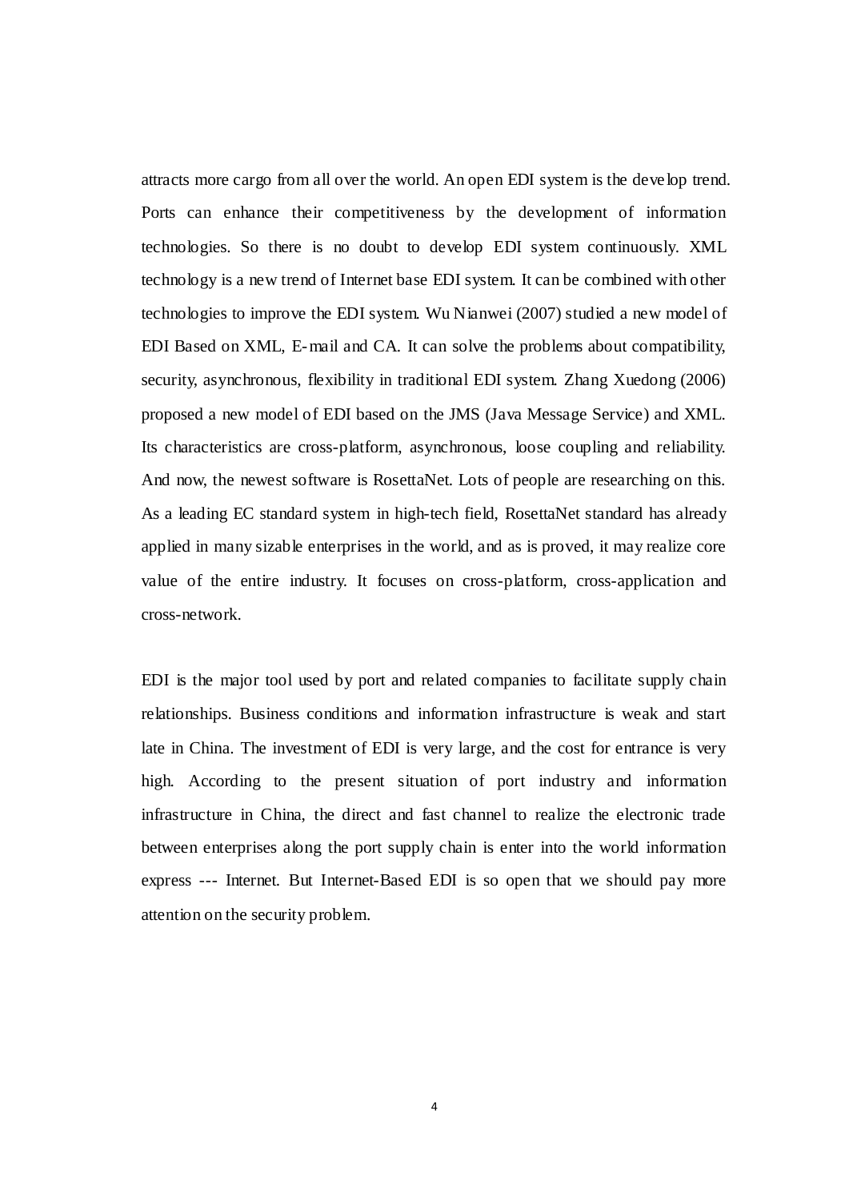attracts more cargo from all over the world. An open EDI system is the develop trend. Ports can enhance their competitiveness by the development of information technologies. So there is no doubt to develop EDI system continuously. XML technology is a new trend of Internet base EDI system. It can be combined with other technologies to improve the EDI system. Wu Nianwei (2007) studied a new model of EDI Based on XML, E-mail and CA. It can solve the problems about compatibility, security, asynchronous, flexibility in traditional EDI system. Zhang Xuedong (2006) proposed a new model of EDI based on the JMS (Java Message Service) and XML. Its characteristics are cross-platform, asynchronous, loose coupling and reliability. And now, the newest software is RosettaNet. Lots of people are researching on this. As a leading EC standard system in high-tech field, RosettaNet standard has already applied in many sizable enterprises in the world, and as is proved, it may realize core value of the entire industry. It focuses on cross-platform, cross-application and cross-network.

EDI is the major tool used by port and related companies to facilitate supply chain relationships. Business conditions and information infrastructure is weak and start late in China. The investment of EDI is very large, and the cost for entrance is very high. According to the present situation of port industry and information infrastructure in China, the direct and fast channel to realize the electronic trade between enterprises along the port supply chain is enter into the world information express --- Internet. But Internet-Based EDI is so open that we should pay more attention on the security problem.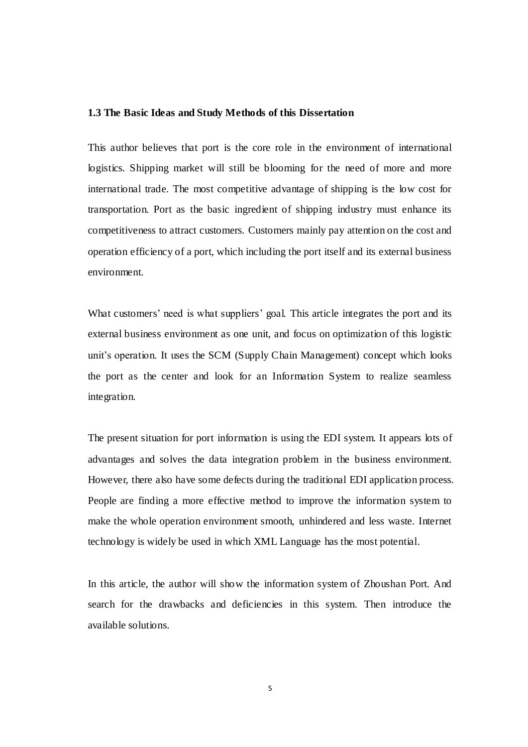### 1.3 The Basic Ideas and Study Methods of this Dissertation

This author believes that port is the core role in the environment of international logistics. Shipping market will still be blooming for the need of more and more international trade. The most competitive advantage of shipping is the low cost for transportation. Port as the basic ingredient of shipping industry must enhance its competitiveness to attract customers. Customers mainly pay attention on the cost and operation efficiency of a port, which including the port itself and its external business environment.

What customers' need is what suppliers' goal. This article integrates the port and its external business environment as one unit, and focus on optimization of this logistic unit's operation. It uses the SCM (Supply Chain Management) concept which looks the port as the center and look for an Information System to realize seamless integration.

The present situation for port information is using the EDI system. It appears lots of advantages and solves the data integration problem in the business environment. However, there also have some defects during the traditional EDI application process. People are finding a more effective method to improve the information system to make the whole operation environment smooth, unhindered and less waste. Internet technology is widely be used in which XML Language has the most potential.

In this article, the author will show the information system of Zhoushan Port. And search for the drawbacks and deficiencies in this system. Then introduce the available solutions.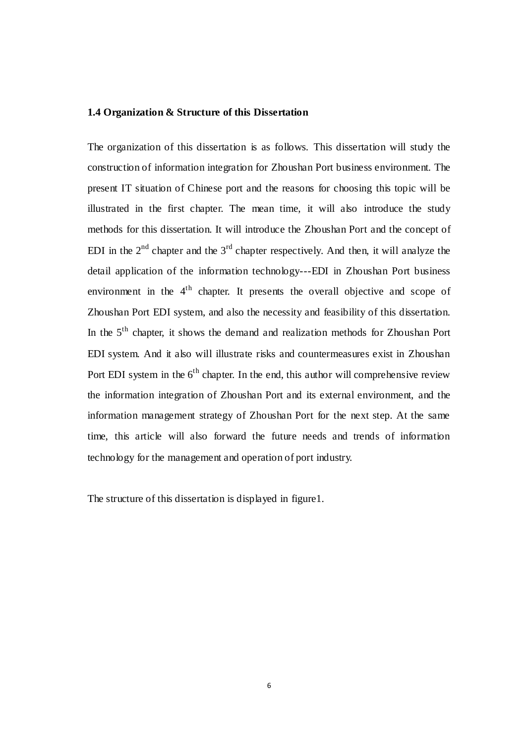### 1.4 Organization & Structure of this Dissertation

The organization of this dissertation is as follows. This dissertation will study the construction of information integration for Zhoushan Port business environment. The present IT situation of Chinese port and the reasons for choosing this topic will be illustrated in the first chapter. The mean time, it will also introduce the study methods for this dissertation. It will introduce the Zhoushan Port and the concept of EDI in the $2^{nd}$ chapter and the $3^{rd}$ chapter respectively. And then, it will analyze the detail application of the information technology---EDI in Zhoushan Port business environment in the $4^{th}$ chapter. It presents the overall objective and scope of Zhoushan Port EDI system, and also the necessity and feasibility of this dissertation. In the $5^{th}$ chapter, it shows the demand and realization methods for Zhoushan Port EDI system. And it also will illustrate risks and countermeasures exist in Zhoushan Port EDI system in the $6^{th}$ chapter. In the end, this author will comprehensive review the information integration of Zhoushan Port and its external environment, and the information management strategy of Zhoushan Port for the next step. At the same time, this article will also forward the future needs and trends of information technology for the management and operation of port industry.

The structure of this dissertation is displayed in figure1.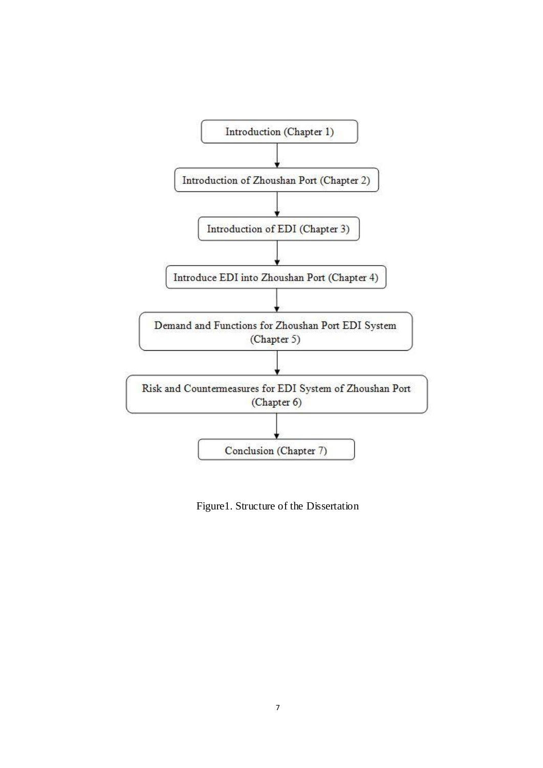Introduction (Chapter 1)

↓

Introduction of Zhoushan Port (Chapter 2)

↓

Introduction of EDI (Chapter 3)

↓

Introduce EDI into Zhoushan Port (Chapter 4)

↓

Demand and Functions for Zhoushan Port EDI System (Chapter 5)

↓

Risk and Countermeasures for EDI System of Zhoushan Port (Chapter 6)

↓

Conclusion (Chapter 7)

Figure1. Structure of the Dissertation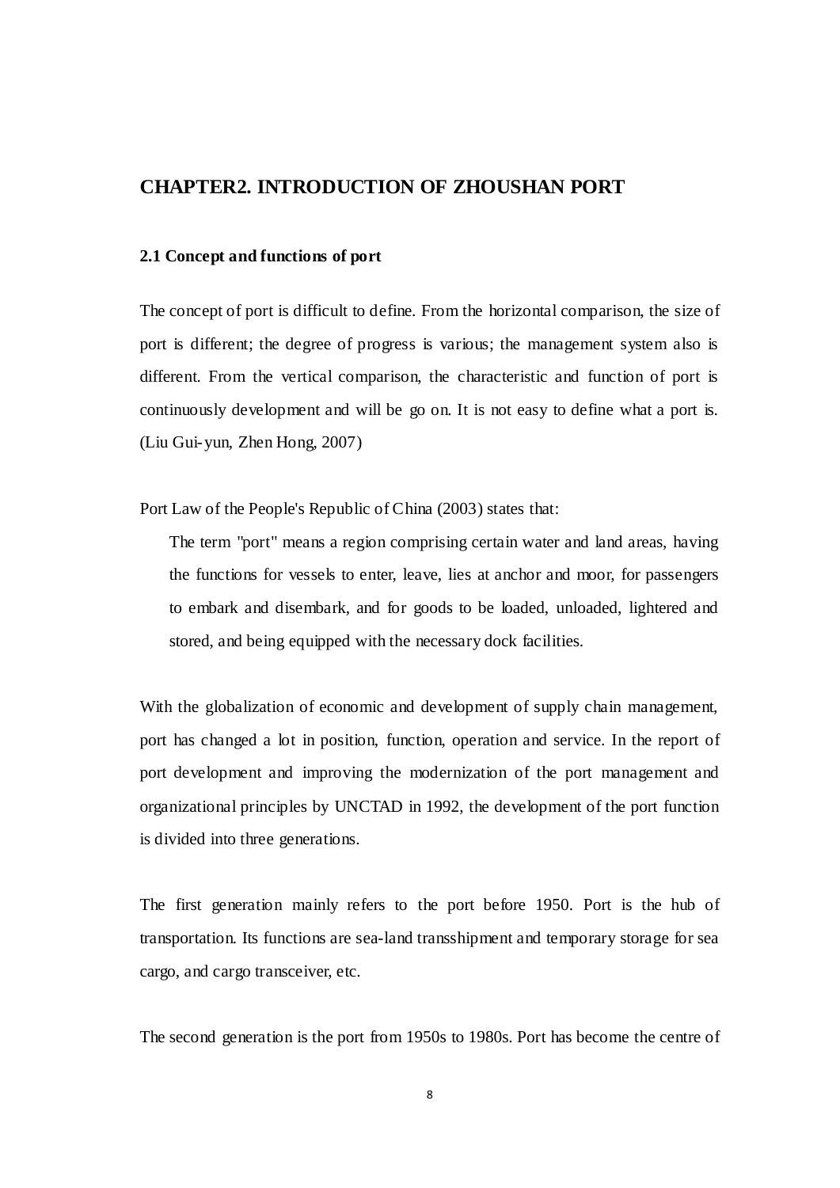# CHAPTER2. INTRODUCTION OF ZHOUSHAN PORT

## 2.1 Concept and functions of port

The concept of port is difficult to define. From the horizontal comparison, the size of port is different; the degree of progress is various; the management system also is different. From the vertical comparison, the characteristic and function of port is continuously development and will be go on. It is not easy to define what a port is. (Liu Gui-yun, Zhen Hong, 2007)

Port Law of the People's Republic of China (2003) states that:

> The term "port" means a region comprising certain water and land areas, having the functions for vessels to enter, leave, lies at anchor and moor, for passengers to embark and disembark, and for goods to be loaded, unloaded, lightered and stored, and being equipped with the necessary dock facilities.

With the globalization of economic and development of supply chain management, port has changed a lot in position, function, operation and service. In the report of port development and improving the modernization of the port management and organizational principles by UNCTAD in 1992, the development of the port function is divided into three generations.

The first generation mainly refers to the port before 1950. Port is the hub of transportation. Its functions are sea-land transshipment and temporary storage for sea cargo, and cargo transceiver, etc.

The second generation is the port from 1950s to 1980s. Port has become the centre of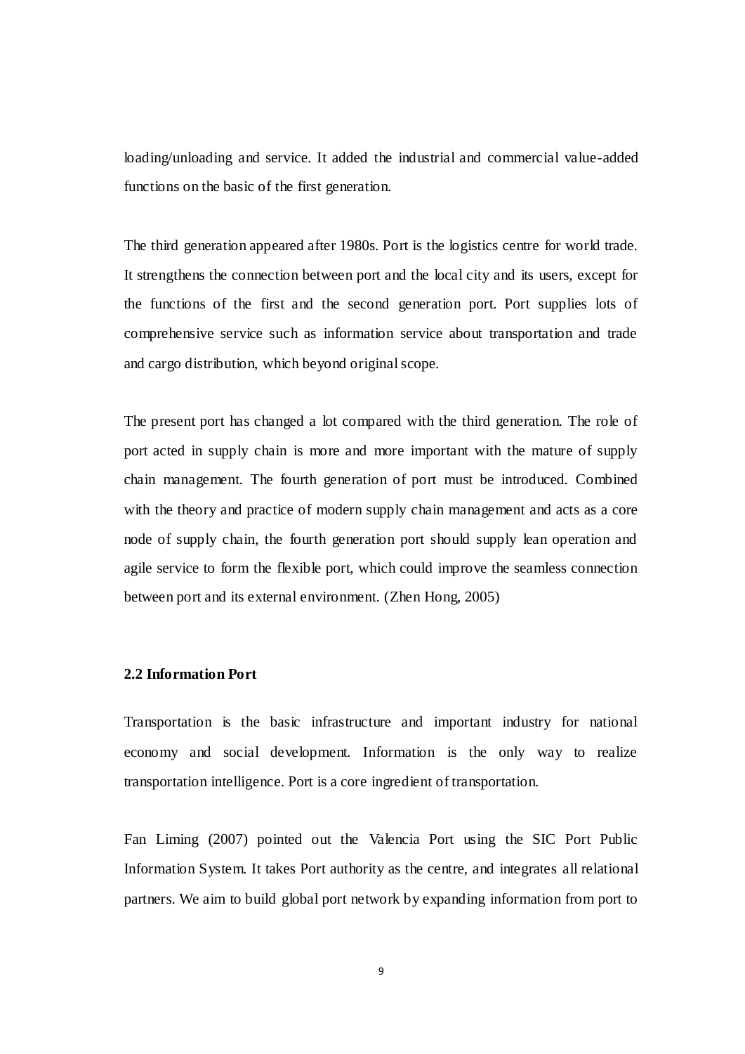loading/unloading and service. It added the industrial and commercial value-added functions on the basic of the first generation.

The third generation appeared after 1980s. Port is the logistics centre for world trade. It strengthens the connection between port and the local city and its users, except for the functions of the first and the second generation port. Port supplies lots of comprehensive service such as information service about transportation and trade and cargo distribution, which beyond original scope.

The present port has changed a lot compared with the third generation. The role of port acted in supply chain is more and more important with the mature of supply chain management. The fourth generation of port must be introduced. Combined with the theory and practice of modern supply chain management and acts as a core node of supply chain, the fourth generation port should supply lean operation and agile service to form the flexible port, which could improve the seamless connection between port and its external environment. (Zhen Hong, 2005)

### 2.2 Information Port

Transportation is the basic infrastructure and important industry for national economy and social development. Information is the only way to realize transportation intelligence. Port is a core ingredient of transportation.

Fan Liming (2007) pointed out the Valencia Port using the SIC Port Public Information System. It takes Port authority as the centre, and integrates all relational partners. We aim to build global port network by expanding information from port to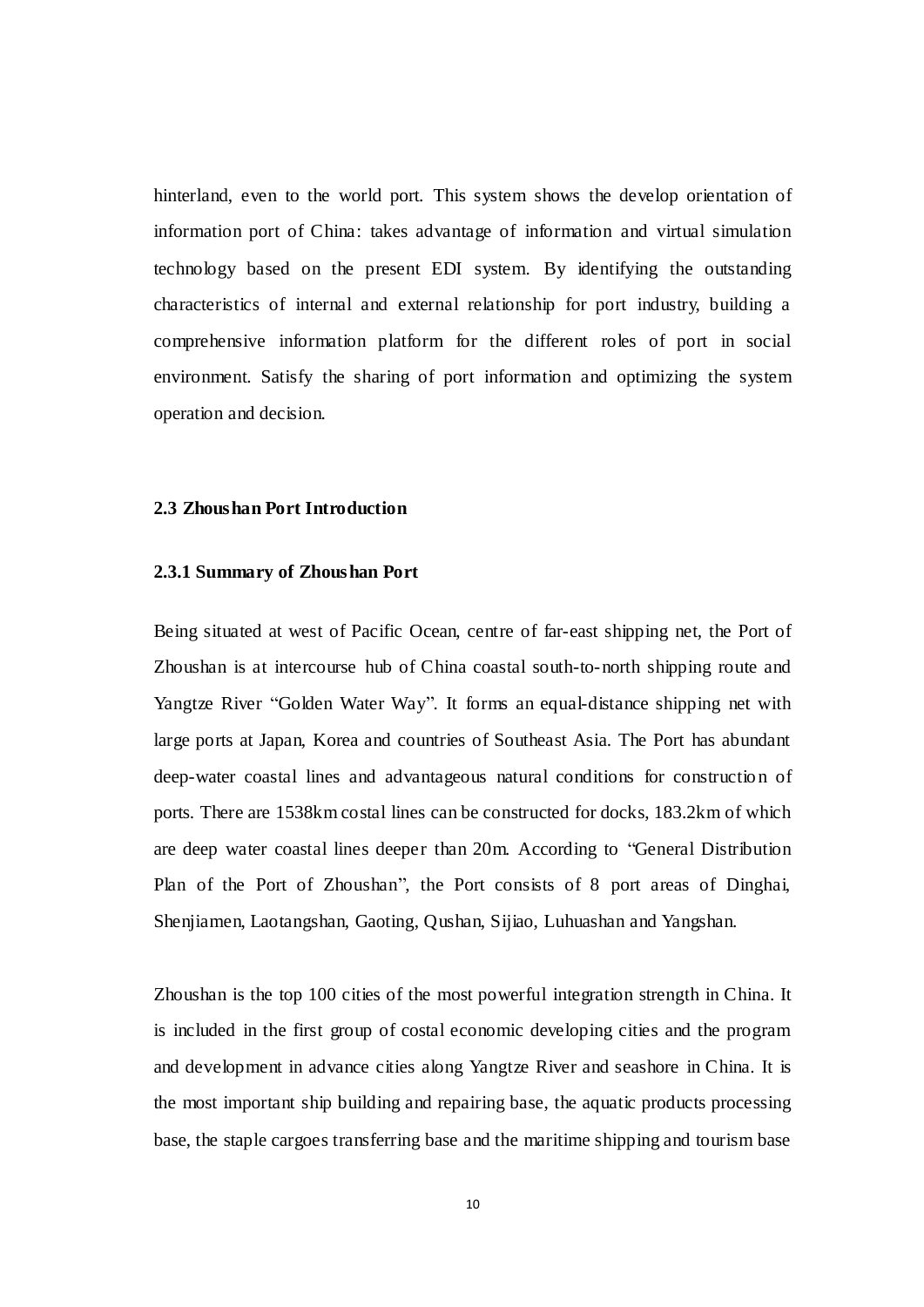hinterland, even to the world port. This system shows the develop orientation of information port of China: takes advantage of information and virtual simulation technology based on the present EDI system. By identifying the outstanding characteristics of internal and external relationship for port industry, building a comprehensive information platform for the different roles of port in social environment. Satisfy the sharing of port information and optimizing the system operation and decision.

### 2.3 Zhoushan Port Introduction

#### 2.3.1 Summary of Zhoushan Port

Being situated at west of Pacific Ocean, centre of far-east shipping net, the Port of Zhoushan is at intercourse hub of China coastal south-to-north shipping route and Yangtze River "Golden Water Way". It forms an equal-distance shipping net with large ports at Japan, Korea and countries of Southeast Asia. The Port has abundant deep-water coastal lines and advantageous natural conditions for construction of ports. There are 1538km costal lines can be constructed for docks, 183.2km of which are deep water coastal lines deeper than 20m. According to "General Distribution Plan of the Port of Zhoushan", the Port consists of 8 port areas of Dinghai, Shenjiamen, Laotangshan, Gaoting, Qushan, Sijiao, Luhuashan and Yangshan.

Zhoushan is the top 100 cities of the most powerful integration strength in China. It is included in the first group of costal economic developing cities and the program and development in advance cities along Yangtze River and seashore in China. It is the most important ship building and repairing base, the aquatic products processing base, the staple cargoes transferring base and the maritime shipping and tourism base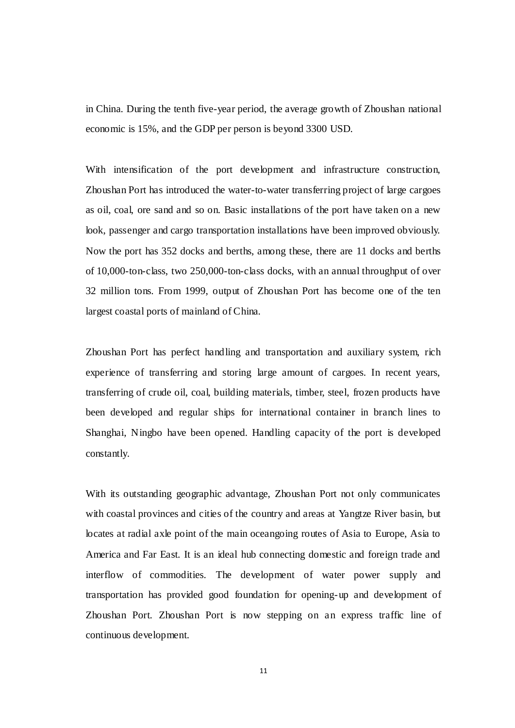in China. During the tenth five-year period, the average growth of Zhoushan national economic is 15%, and the GDP per person is beyond 3300 USD.

With intensification of the port development and infrastructure construction, Zhoushan Port has introduced the water-to-water transferring project of large cargoes as oil, coal, ore sand and so on. Basic installations of the port have taken on a new look, passenger and cargo transportation installations have been improved obviously. Now the port has 352 docks and berths, among these, there are 11 docks and berths of 10,000-ton-class, two 250,000-ton-class docks, with an annual throughput of over 32 million tons. From 1999, output of Zhoushan Port has become one of the ten largest coastal ports of mainland of China.

Zhoushan Port has perfect handling and transportation and auxiliary system, rich experience of transferring and storing large amount of cargoes. In recent years, transferring of crude oil, coal, building materials, timber, steel, frozen products have been developed and regular ships for international container in branch lines to Shanghai, Ningbo have been opened. Handling capacity of the port is developed constantly.

With its outstanding geographic advantage, Zhoushan Port not only communicates with coastal provinces and cities of the country and areas at Yangtze River basin, but locates at radial axle point of the main oceangoing routes of Asia to Europe, Asia to America and Far East. It is an ideal hub connecting domestic and foreign trade and interflow of commodities. The development of water power supply and transportation has provided good foundation for opening-up and development of Zhoushan Port. Zhoushan Port is now stepping on an express traffic line of continuous development.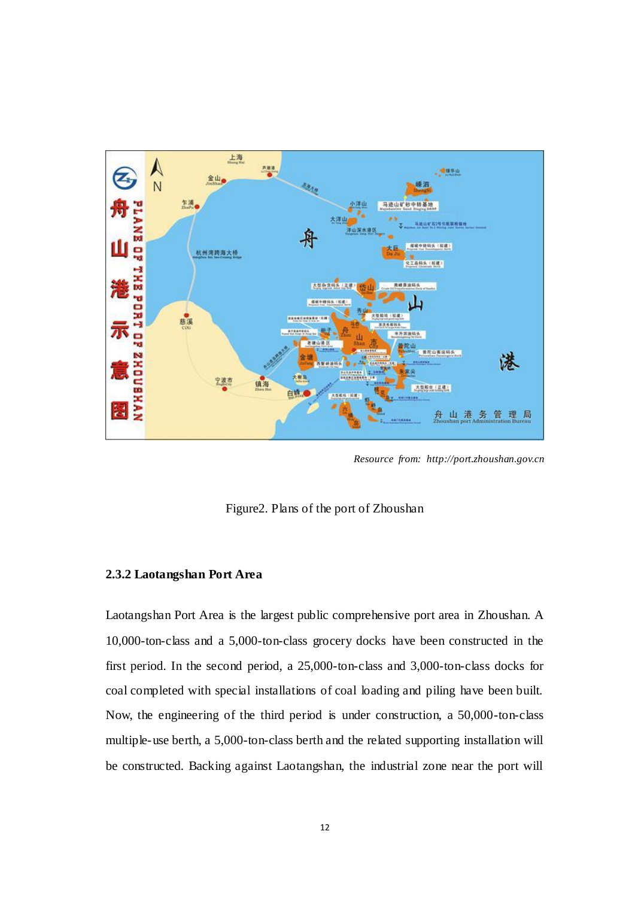*Resource from: http://port.zhoushan.gov.cn*

Figure2. Plans of the port of Zhoushan

### 2.3.2 Laotangshan Port Area

Laotangshan Port Area is the largest public comprehensive port area in Zhoushan. A 10,000-ton-class and a 5,000-ton-class grocery docks have been constructed in the first period. In the second period, a 25,000-ton-class and 3,000-ton-class docks for coal completed with special installations of coal loading and piling have been built. Now, the engineering of the third period is under construction, a 50,000-ton-class multiple-use berth, a 5,000-ton-class berth and the related supporting installation will be constructed. Backing against Laotangshan, the industrial zone near the port will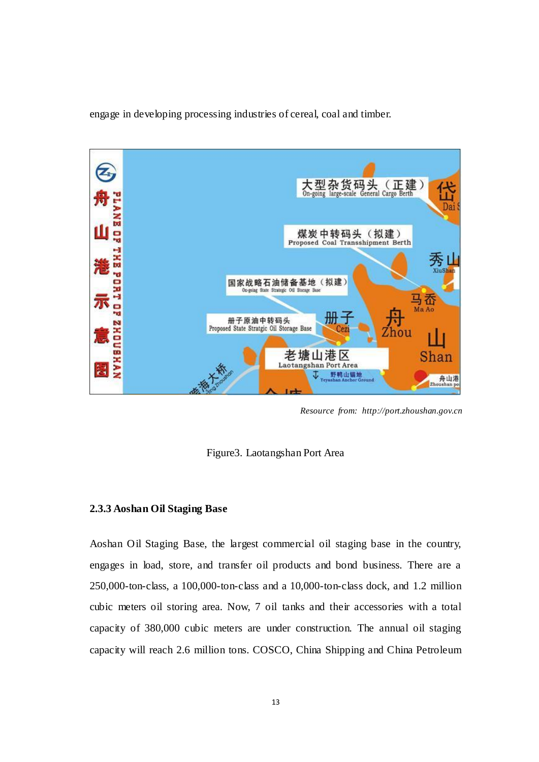engage in developing processing industries of cereal, coal and timber.

*Resource from: http://port.zhoushan.gov.cn*

Figure3. Laotangshan Port Area

### 2.3.3 Aoshan Oil Staging Base

Aoshan Oil Staging Base, the largest commercial oil staging base in the country, engages in load, store, and transfer oil products and bond business. There are a 250,000-ton-class, a 100,000-ton-class and a 10,000-ton-class dock, and 1.2 million cubic meters oil storing area. Now, 7 oil tanks and their accessories with a total capacity of 380,000 cubic meters are under construction. The annual oil staging capacity will reach 2.6 million tons. COSCO, China Shipping and China Petroleum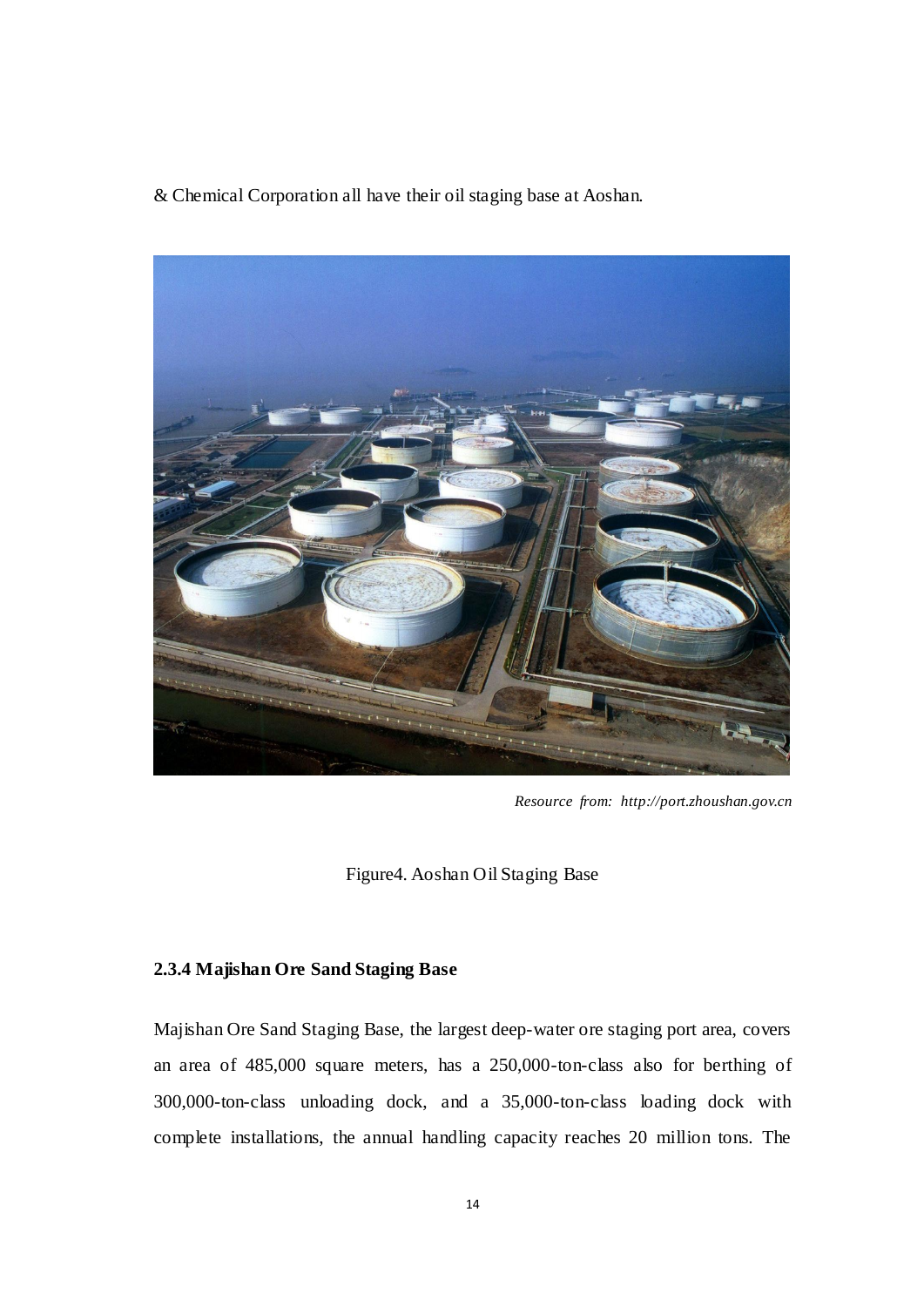& Chemical Corporation all have their oil staging base at Aoshan.

*Resource from: http://port.zhoushan.gov.cn*

Figure4. Aoshan Oil Staging Base

#### 2.3.4 Majishan Ore Sand Staging Base

Majishan Ore Sand Staging Base, the largest deep-water ore staging port area, covers an area of 485,000 square meters, has a 250,000-ton-class also for berthing of 300,000-ton-class unloading dock, and a 35,000-ton-class loading dock with complete installations, the annual handling capacity reaches 20 million tons. The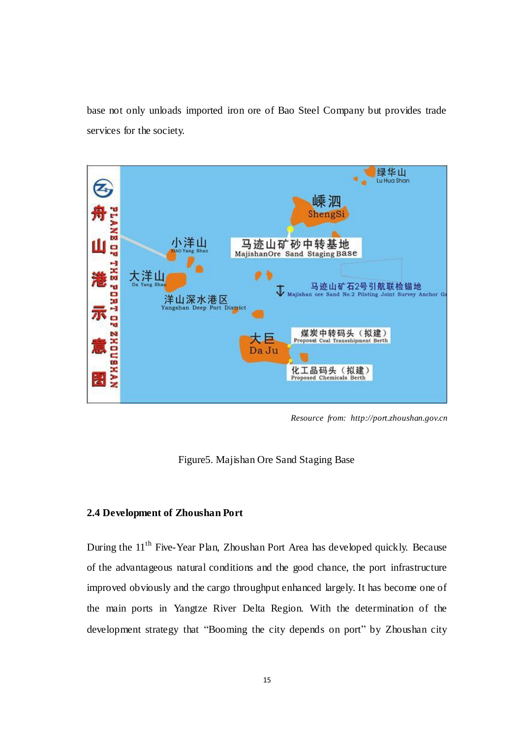base not only unloads imported iron ore of Bao Steel Company but provides trade services for the society.

*Resource from: http://port.zhoushan.gov.cn*

Figure5. Majishan Ore Sand Staging Base

## 2.4 Development of Zhoushan Port

During the 11th Five-Year Plan, Zhoushan Port Area has developed quickly. Because of the advantageous natural conditions and the good chance, the port infrastructure improved obviously and the cargo throughput enhanced largely. It has become one of the main ports in Yangtze River Delta Region. With the determination of the development strategy that "Booming the city depends on port" by Zhoushan city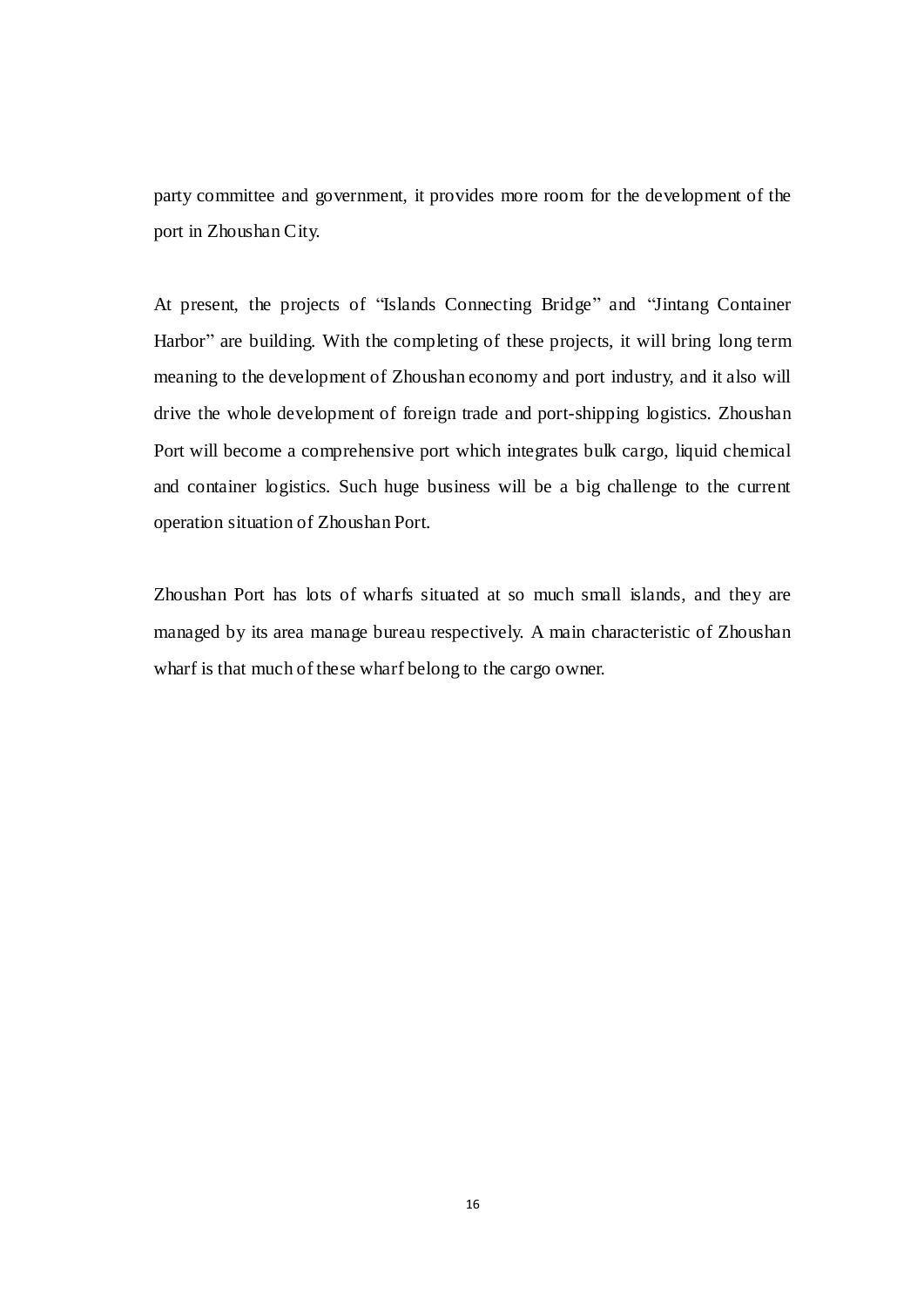party committee and government, it provides more room for the development of the port in Zhoushan City.

At present, the projects of "Islands Connecting Bridge" and "Jintang Container Harbor" are building. With the completing of these projects, it will bring long term meaning to the development of Zhoushan economy and port industry, and it also will drive the whole development of foreign trade and port-shipping logistics. Zhoushan Port will become a comprehensive port which integrates bulk cargo, liquid chemical and container logistics. Such huge business will be a big challenge to the current operation situation of Zhoushan Port.

Zhoushan Port has lots of wharfs situated at so much small islands, and they are managed by its area manage bureau respectively. A main characteristic of Zhoushan wharf is that much of these wharf belong to the cargo owner.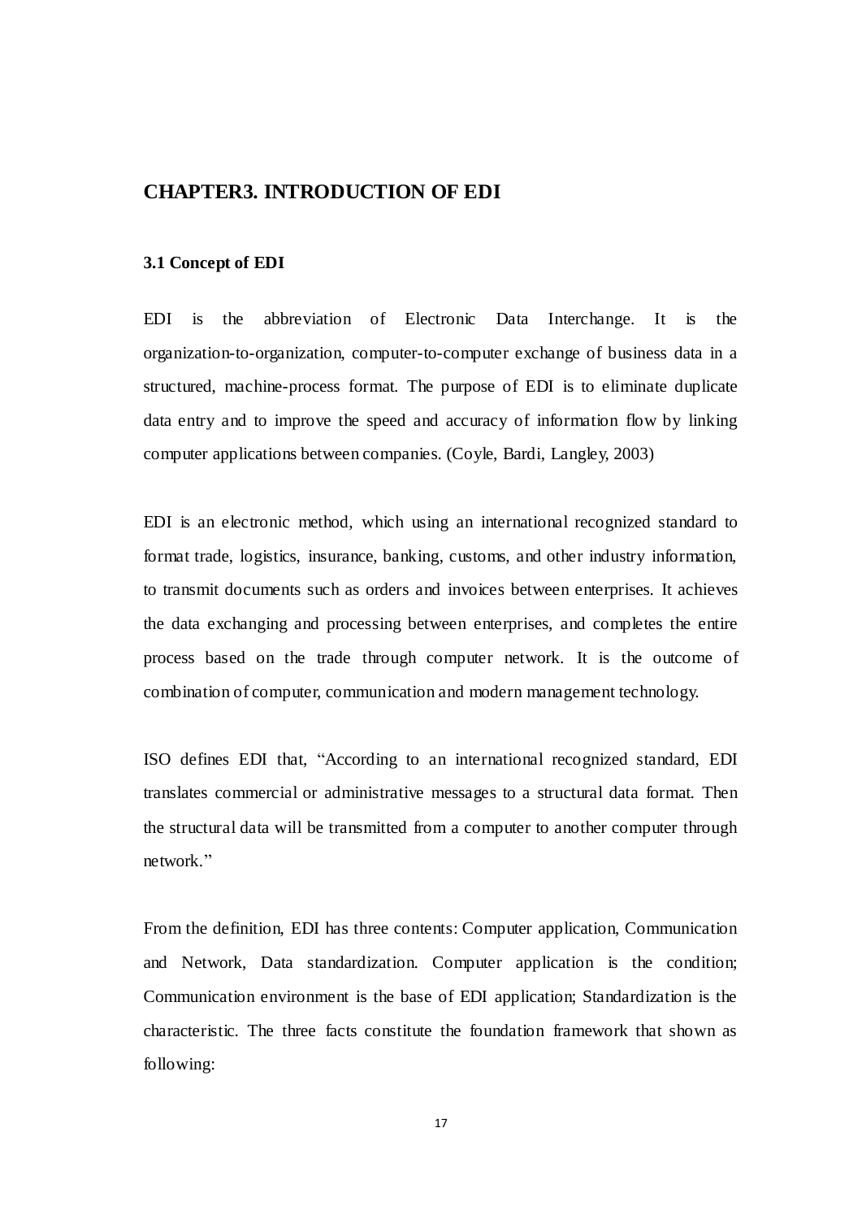# CHAPTER3. INTRODUCTION OF EDI

## 3.1 Concept of EDI

EDI is the abbreviation of Electronic Data Interchange. It is the organization-to-organization, computer-to-computer exchange of business data in a structured, machine-process format. The purpose of EDI is to eliminate duplicate data entry and to improve the speed and accuracy of information flow by linking computer applications between companies. (Coyle, Bardi, Langley, 2003)

EDI is an electronic method, which using an international recognized standard to format trade, logistics, insurance, banking, customs, and other industry information, to transmit documents such as orders and invoices between enterprises. It achieves the data exchanging and processing between enterprises, and completes the entire process based on the trade through computer network. It is the outcome of combination of computer, communication and modern management technology.

ISO defines EDI that, "According to an international recognized standard, EDI translates commercial or administrative messages to a structural data format. Then the structural data will be transmitted from a computer to another computer through network."

From the definition, EDI has three contents: Computer application, Communication and Network, Data standardization. Computer application is the condition; Communication environment is the base of EDI application; Standardization is the characteristic. The three facts constitute the foundation framework that shown as following: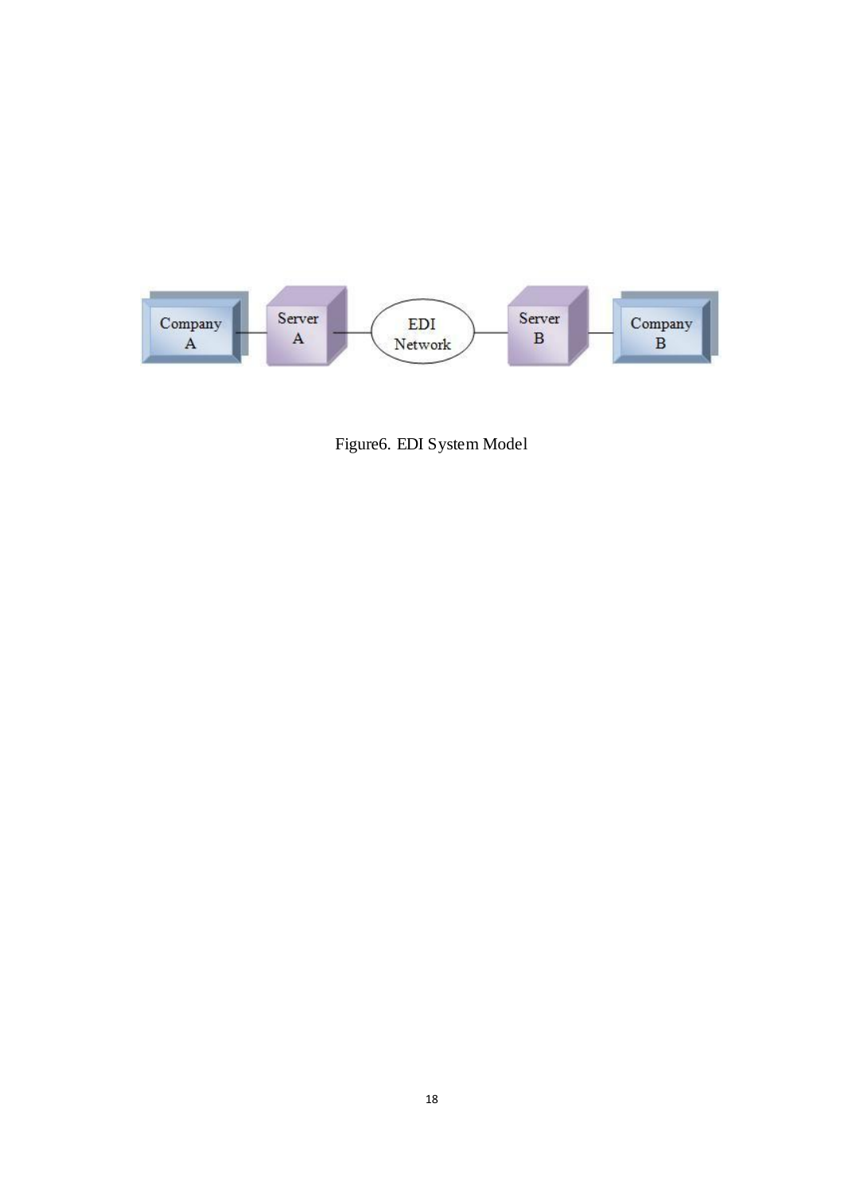Figure6. EDI System Model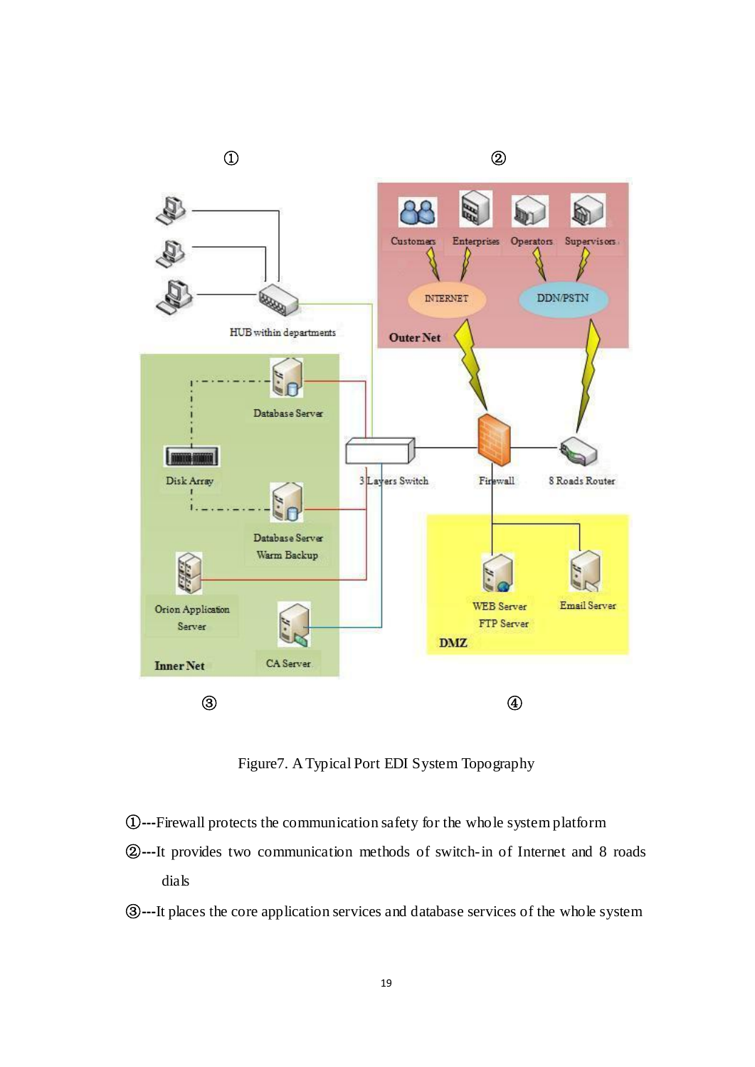Figure7. A Typical Port EDI System Topography

①---Firewall protects the communication safety for the whole system platform

②---It provides two communication methods of switch-in of Internet and 8 roads dials

③---It places the core application services and database services of the whole system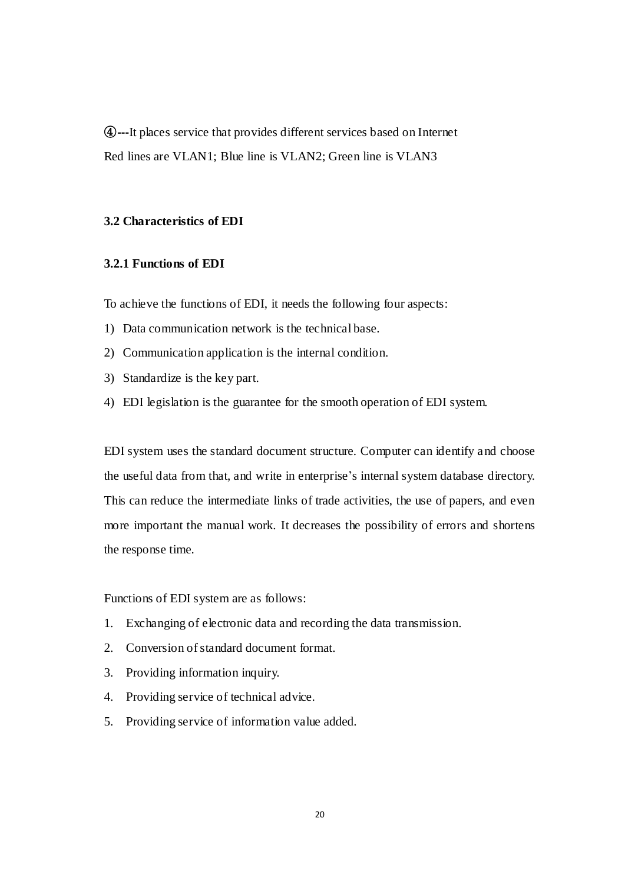**④---**It places service that provides different services based on Internet

Red lines are VLAN1; Blue line is VLAN2; Green line is VLAN3

### 3.2 Characteristics of EDI

#### 3.2.1 Functions of EDI

To achieve the functions of EDI, it needs the following four aspects:

1) Data communication network is the technical base.
2) Communication application is the internal condition.
3) Standardize is the key part.
4) EDI legislation is the guarantee for the smooth operation of EDI system.

EDI system uses the standard document structure. Computer can identify and choose the useful data from that, and write in enterprise's internal system database directory. This can reduce the intermediate links of trade activities, the use of papers, and even more important the manual work. It decreases the possibility of errors and shortens the response time.

Functions of EDI system are as follows:

1. Exchanging of electronic data and recording the data transmission.
2. Conversion of standard document format.
3. Providing information inquiry.
4. Providing service of technical advice.
5. Providing service of information value added.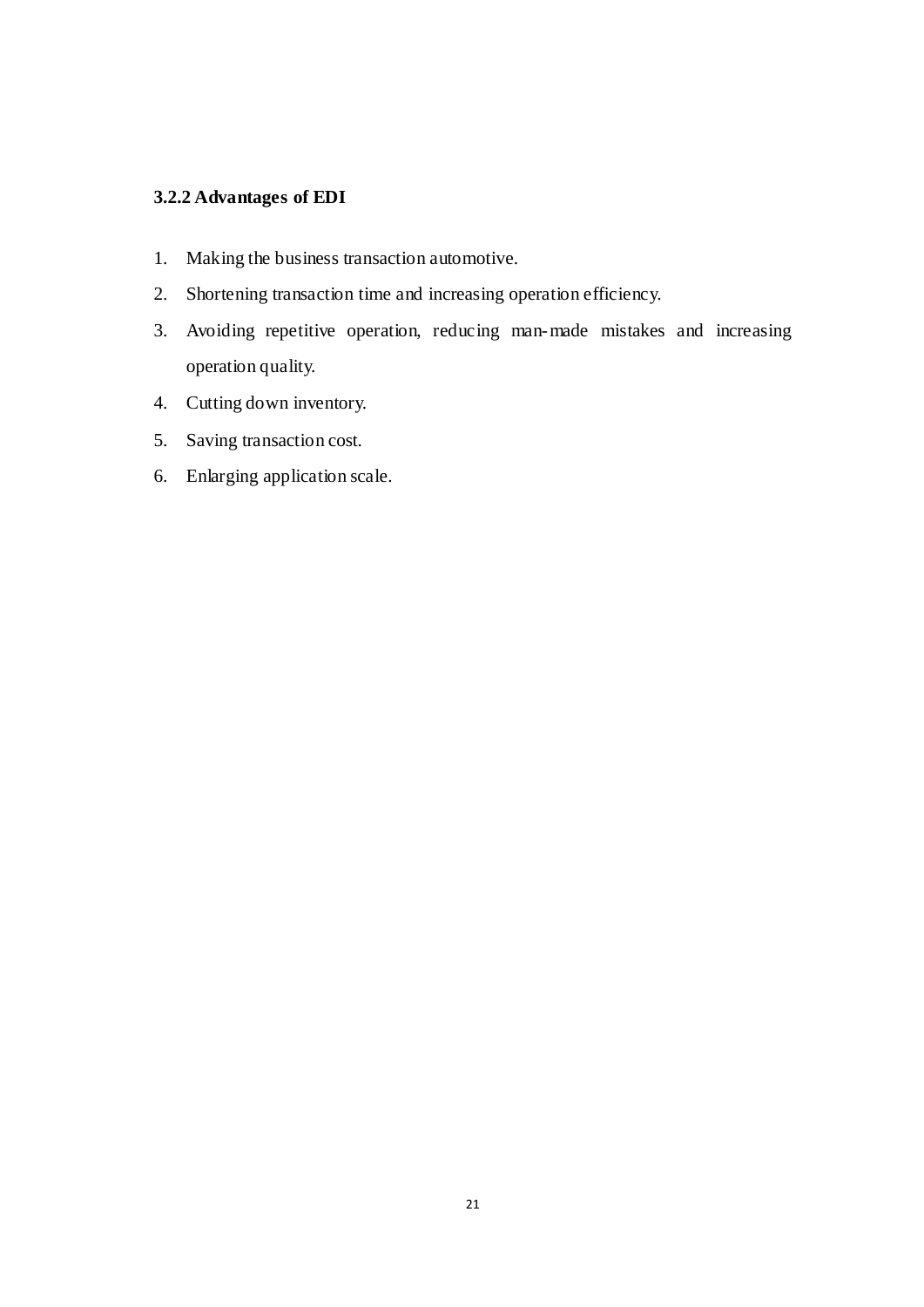### 3.2.2 Advantages of EDI

1. Making the business transaction automotive.
2. Shortening transaction time and increasing operation efficiency.
3. Avoiding repetitive operation, reducing man-made mistakes and increasing operation quality.
4. Cutting down inventory.
5. Saving transaction cost.
6. Enlarging application scale.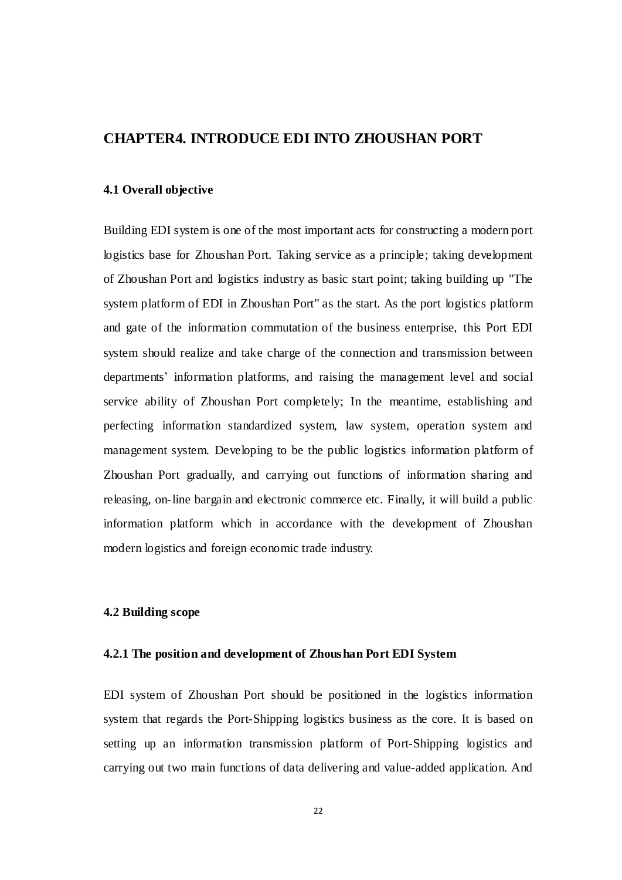# CHAPTER4. INTRODUCE EDI INTO ZHOUSHAN PORT

## 4.1 Overall objective

Building EDI system is one of the most important acts for constructing a modern port logistics base for Zhoushan Port. Taking service as a principle; taking development of Zhoushan Port and logistics industry as basic start point; taking building up "The system platform of EDI in Zhoushan Port" as the start. As the port logistics platform and gate of the information commutation of the business enterprise, this Port EDI system should realize and take charge of the connection and transmission between departments' information platforms, and raising the management level and social service ability of Zhoushan Port completely; In the meantime, establishing and perfecting information standardized system, law system, operation system and management system. Developing to be the public logistics information platform of Zhoushan Port gradually, and carrying out functions of information sharing and releasing, on-line bargain and electronic commerce etc. Finally, it will build a public information platform which in accordance with the development of Zhoushan modern logistics and foreign economic trade industry.

## 4.2 Building scope

### 4.2.1 The position and development of Zhoushan Port EDI System

EDI system of Zhoushan Port should be positioned in the logistics information system that regards the Port-Shipping logistics business as the core. It is based on setting up an information transmission platform of Port-Shipping logistics and carrying out two main functions of data delivering and value-added application. And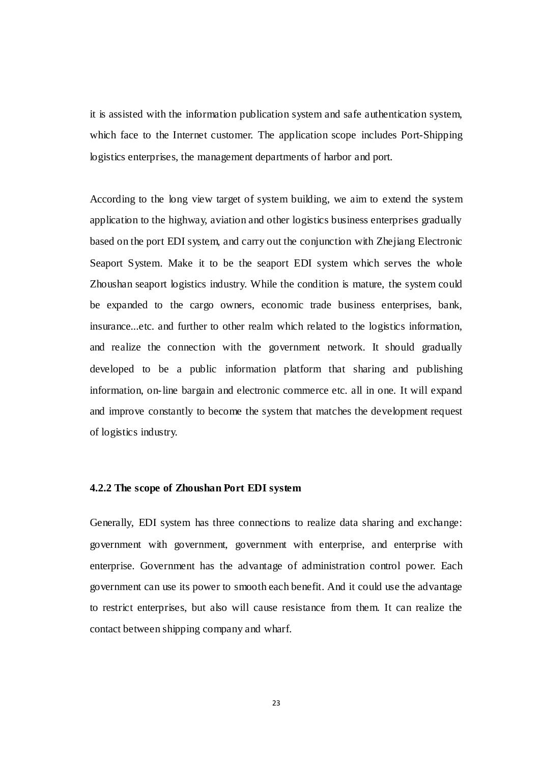it is assisted with the information publication system and safe authentication system, which face to the Internet customer. The application scope includes Port-Shipping logistics enterprises, the management departments of harbor and port.

According to the long view target of system building, we aim to extend the system application to the highway, aviation and other logistics business enterprises gradually based on the port EDI system, and carry out the conjunction with Zhejiang Electronic Seaport System. Make it to be the seaport EDI system which serves the whole Zhoushan seaport logistics industry. While the condition is mature, the system could be expanded to the cargo owners, economic trade business enterprises, bank, insurance...etc. and further to other realm which related to the logistics information, and realize the connection with the government network. It should gradually developed to be a public information platform that sharing and publishing information, on-line bargain and electronic commerce etc. all in one. It will expand and improve constantly to become the system that matches the development request of logistics industry.

### 4.2.2 The scope of Zhoushan Port EDI system

Generally, EDI system has three connections to realize data sharing and exchange: government with government, government with enterprise, and enterprise with enterprise. Government has the advantage of administration control power. Each government can use its power to smooth each benefit. And it could use the advantage to restrict enterprises, but also will cause resistance from them. It can realize the contact between shipping company and wharf.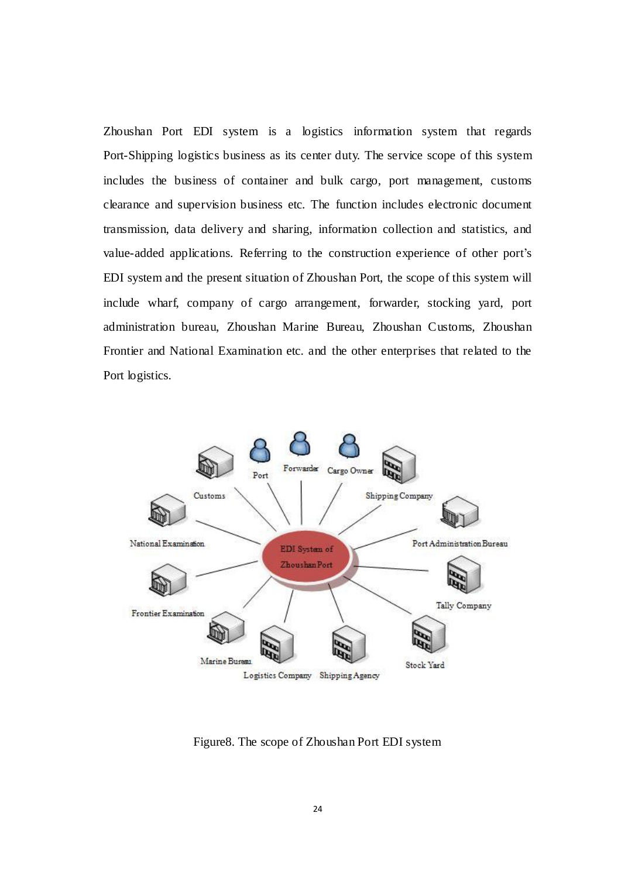Zhoushan Port EDI system is a logistics information system that regards Port-Shipping logistics business as its center duty. The service scope of this system includes the business of container and bulk cargo, port management, customs clearance and supervision business etc. The function includes electronic document transmission, data delivery and sharing, information collection and statistics, and value-added applications. Referring to the construction experience of other port's EDI system and the present situation of Zhoushan Port, the scope of this system will include wharf, company of cargo arrangement, forwarder, stocking yard, port administration bureau, Zhoushan Marine Bureau, Zhoushan Customs, Zhoushan Frontier and National Examination etc. and the other enterprises that related to the Port logistics.

Figure8. The scope of Zhoushan Port EDI system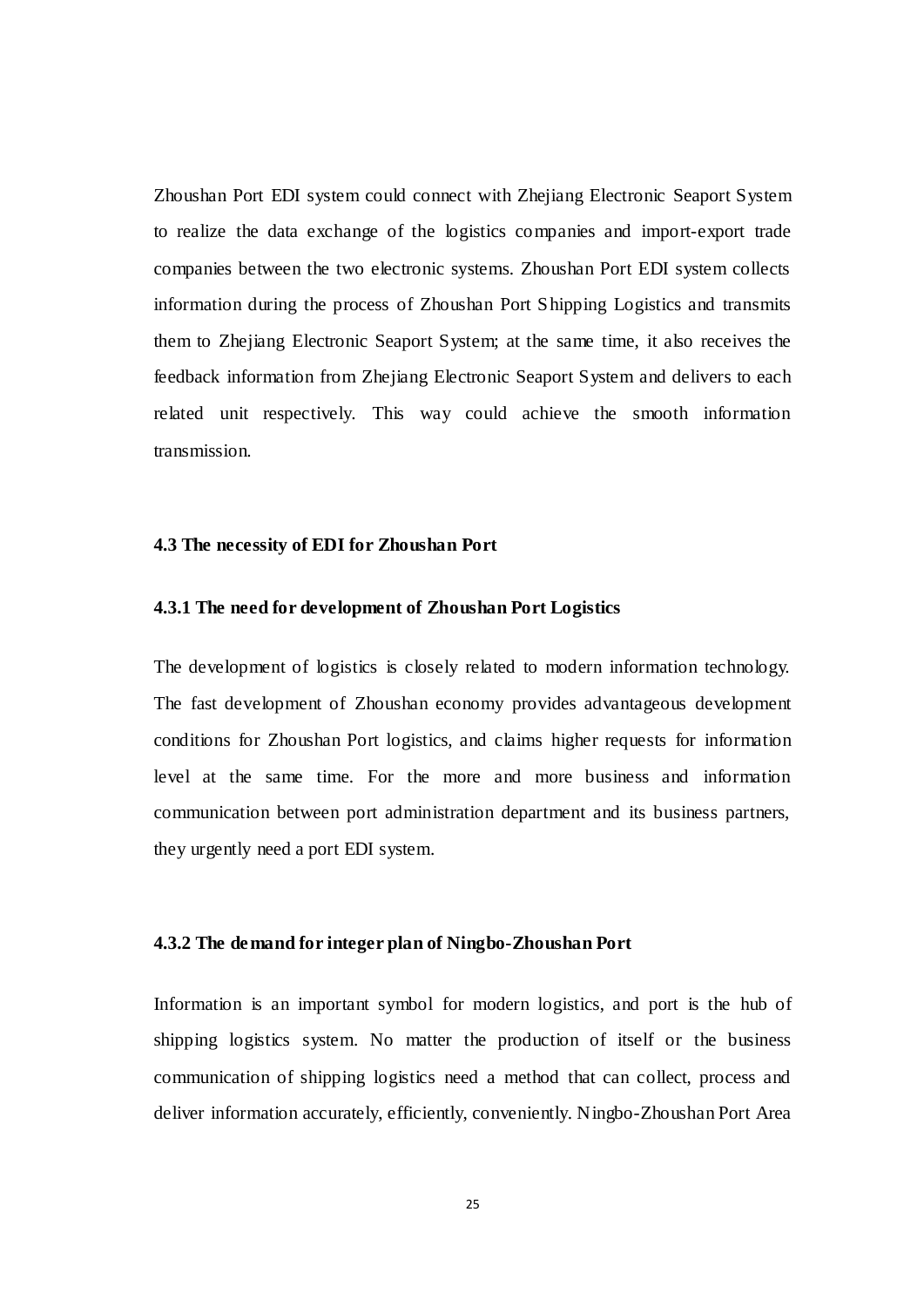Zhoushan Port EDI system could connect with Zhejiang Electronic Seaport System to realize the data exchange of the logistics companies and import-export trade companies between the two electronic systems. Zhoushan Port EDI system collects information during the process of Zhoushan Port Shipping Logistics and transmits them to Zhejiang Electronic Seaport System; at the same time, it also receives the feedback information from Zhejiang Electronic Seaport System and delivers to each related unit respectively. This way could achieve the smooth information transmission.

### 4.3 The necessity of EDI for Zhoushan Port

#### 4.3.1 The need for development of Zhoushan Port Logistics

The development of logistics is closely related to modern information technology. The fast development of Zhoushan economy provides advantageous development conditions for Zhoushan Port logistics, and claims higher requests for information level at the same time. For the more and more business and information communication between port administration department and its business partners, they urgently need a port EDI system.

#### 4.3.2 The demand for integer plan of Ningbo-Zhoushan Port

Information is an important symbol for modern logistics, and port is the hub of shipping logistics system. No matter the production of itself or the business communication of shipping logistics need a method that can collect, process and deliver information accurately, efficiently, conveniently. Ningbo-Zhoushan Port Area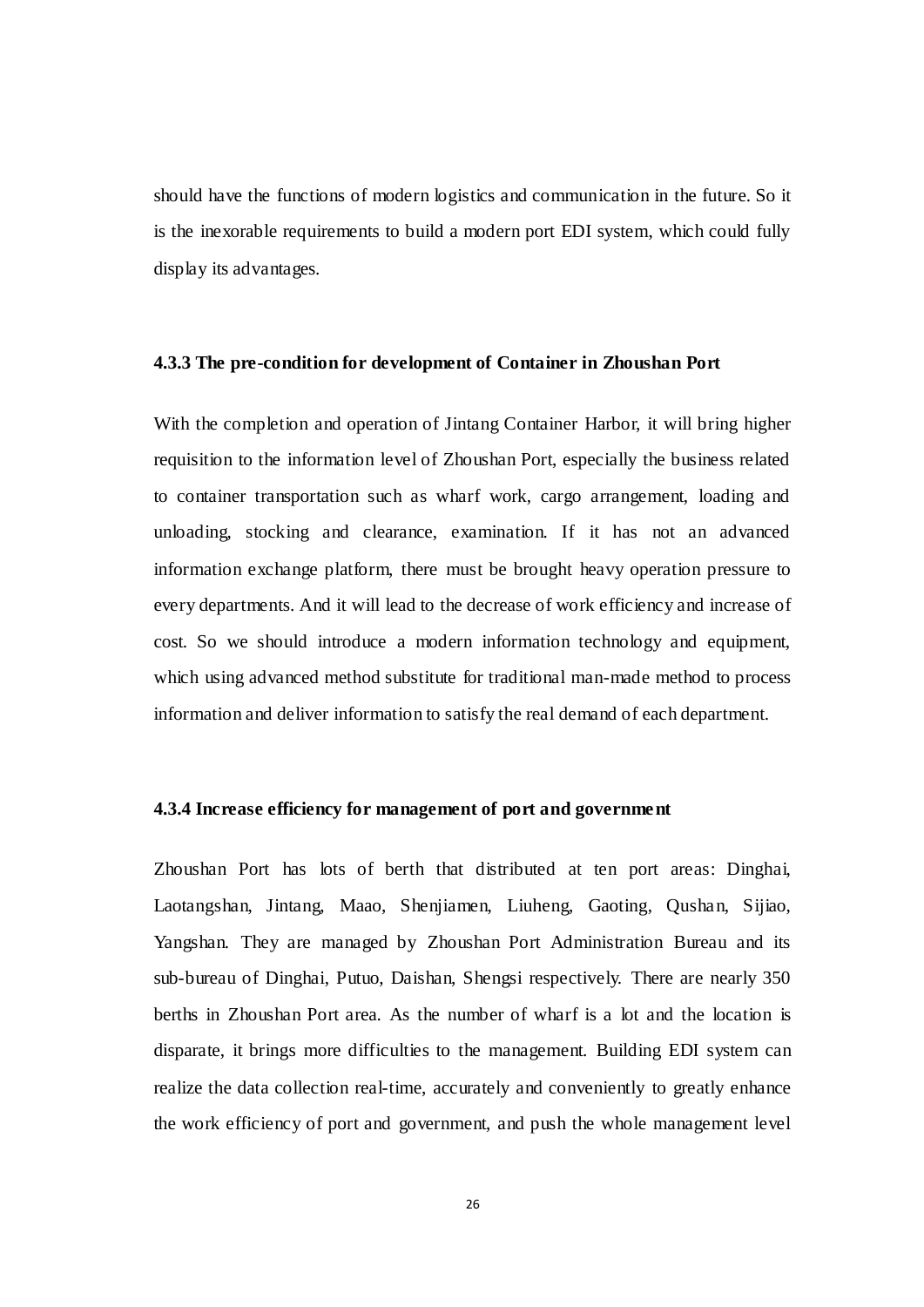should have the functions of modern logistics and communication in the future. So it is the inexorable requirements to build a modern port EDI system, which could fully display its advantages.

#### 4.3.3 The pre-condition for development of Container in Zhoushan Port

With the completion and operation of Jintang Container Harbor, it will bring higher requisition to the information level of Zhoushan Port, especially the business related to container transportation such as wharf work, cargo arrangement, loading and unloading, stocking and clearance, examination. If it has not an advanced information exchange platform, there must be brought heavy operation pressure to every departments. And it will lead to the decrease of work efficiency and increase of cost. So we should introduce a modern information technology and equipment, which using advanced method substitute for traditional man-made method to process information and deliver information to satisfy the real demand of each department.

#### 4.3.4 Increase efficiency for management of port and government

Zhoushan Port has lots of berth that distributed at ten port areas: Dinghai, Laotangshan, Jintang, Maao, Shenjiamen, Liuheng, Gaoting, Qushan, Sijiao, Yangshan. They are managed by Zhoushan Port Administration Bureau and its sub-bureau of Dinghai, Putuo, Daishan, Shengsi respectively. There are nearly 350 berths in Zhoushan Port area. As the number of wharf is a lot and the location is disparate, it brings more difficulties to the management. Building EDI system can realize the data collection real-time, accurately and conveniently to greatly enhance the work efficiency of port and government, and push the whole management level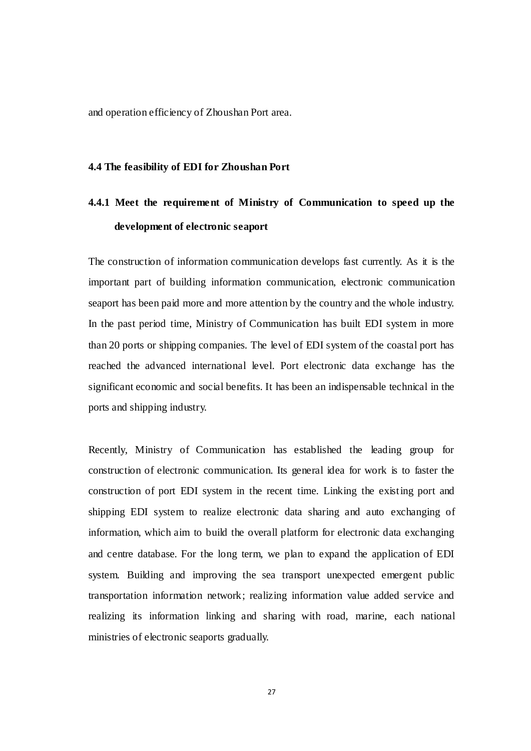and operation efficiency of Zhoushan Port area.

### 4.4 The feasibility of EDI for Zhoushan Port

#### 4.4.1 Meet the requirement of Ministry of Communication to speed up the development of electronic seaport

The construction of information communication develops fast currently. As it is the important part of building information communication, electronic communication seaport has been paid more and more attention by the country and the whole industry. In the past period time, Ministry of Communication has built EDI system in more than 20 ports or shipping companies. The level of EDI system of the coastal port has reached the advanced international level. Port electronic data exchange has the significant economic and social benefits. It has been an indispensable technical in the ports and shipping industry.

Recently, Ministry of Communication has established the leading group for construction of electronic communication. Its general idea for work is to faster the construction of port EDI system in the recent time. Linking the existing port and shipping EDI system to realize electronic data sharing and auto exchanging of information, which aim to build the overall platform for electronic data exchanging and centre database. For the long term, we plan to expand the application of EDI system. Building and improving the sea transport unexpected emergent public transportation information network; realizing information value added service and realizing its information linking and sharing with road, marine, each national ministries of electronic seaports gradually.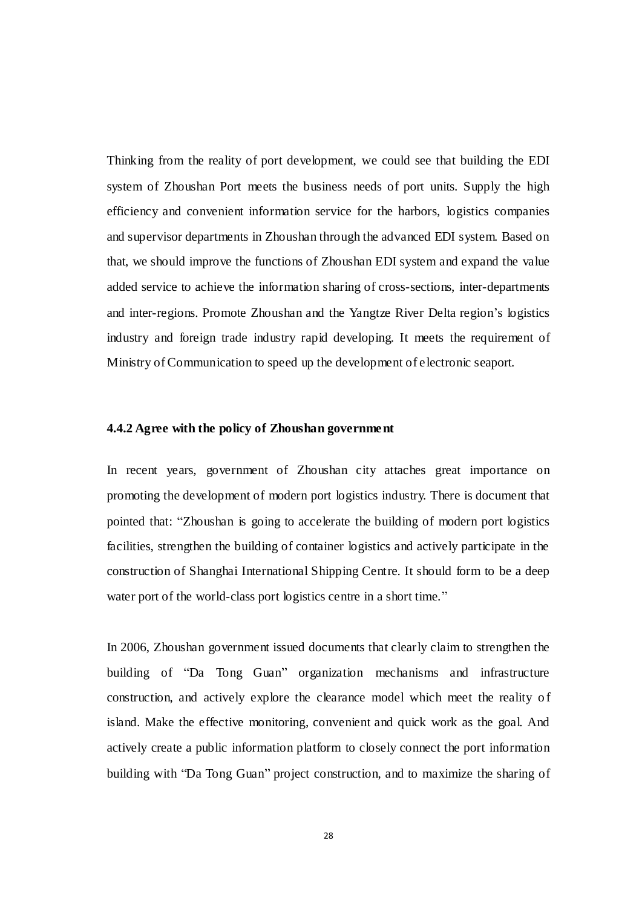Thinking from the reality of port development, we could see that building the EDI system of Zhoushan Port meets the business needs of port units. Supply the high efficiency and convenient information service for the harbors, logistics companies and supervisor departments in Zhoushan through the advanced EDI system. Based on that, we should improve the functions of Zhoushan EDI system and expand the value added service to achieve the information sharing of cross-sections, inter-departments and inter-regions. Promote Zhoushan and the Yangtze River Delta region's logistics industry and foreign trade industry rapid developing. It meets the requirement of Ministry of Communication to speed up the development of electronic seaport.

### 4.4.2 Agree with the policy of Zhoushan government

In recent years, government of Zhoushan city attaches great importance on promoting the development of modern port logistics industry. There is document that pointed that: "Zhoushan is going to accelerate the building of modern port logistics facilities, strengthen the building of container logistics and actively participate in the construction of Shanghai International Shipping Centre. It should form to be a deep water port of the world-class port logistics centre in a short time."

In 2006, Zhoushan government issued documents that clearly claim to strengthen the building of "Da Tong Guan" organization mechanisms and infrastructure construction, and actively explore the clearance model which meet the reality of island. Make the effective monitoring, convenient and quick work as the goal. And actively create a public information platform to closely connect the port information building with "Da Tong Guan" project construction, and to maximize the sharing of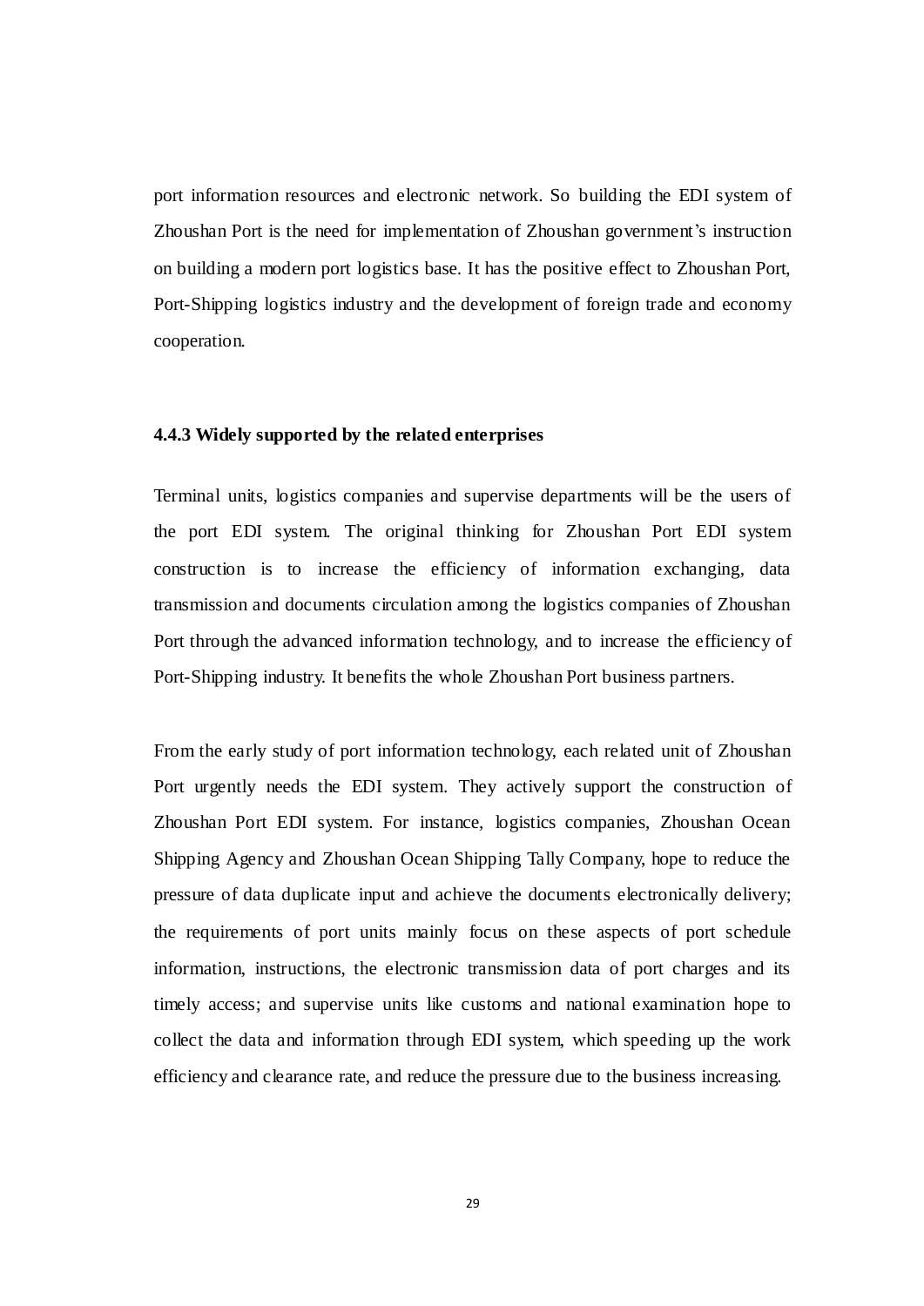port information resources and electronic network. So building the EDI system of Zhoushan Port is the need for implementation of Zhoushan government's instruction on building a modern port logistics base. It has the positive effect to Zhoushan Port, Port-Shipping logistics industry and the development of foreign trade and economy cooperation.

### 4.4.3 Widely supported by the related enterprises

Terminal units, logistics companies and supervise departments will be the users of the port EDI system. The original thinking for Zhoushan Port EDI system construction is to increase the efficiency of information exchanging, data transmission and documents circulation among the logistics companies of Zhoushan Port through the advanced information technology, and to increase the efficiency of Port-Shipping industry. It benefits the whole Zhoushan Port business partners.

From the early study of port information technology, each related unit of Zhoushan Port urgently needs the EDI system. They actively support the construction of Zhoushan Port EDI system. For instance, logistics companies, Zhoushan Ocean Shipping Agency and Zhoushan Ocean Shipping Tally Company, hope to reduce the pressure of data duplicate input and achieve the documents electronically delivery; the requirements of port units mainly focus on these aspects of port schedule information, instructions, the electronic transmission data of port charges and its timely access; and supervise units like customs and national examination hope to collect the data and information through EDI system, which speeding up the work efficiency and clearance rate, and reduce the pressure due to the business increasing.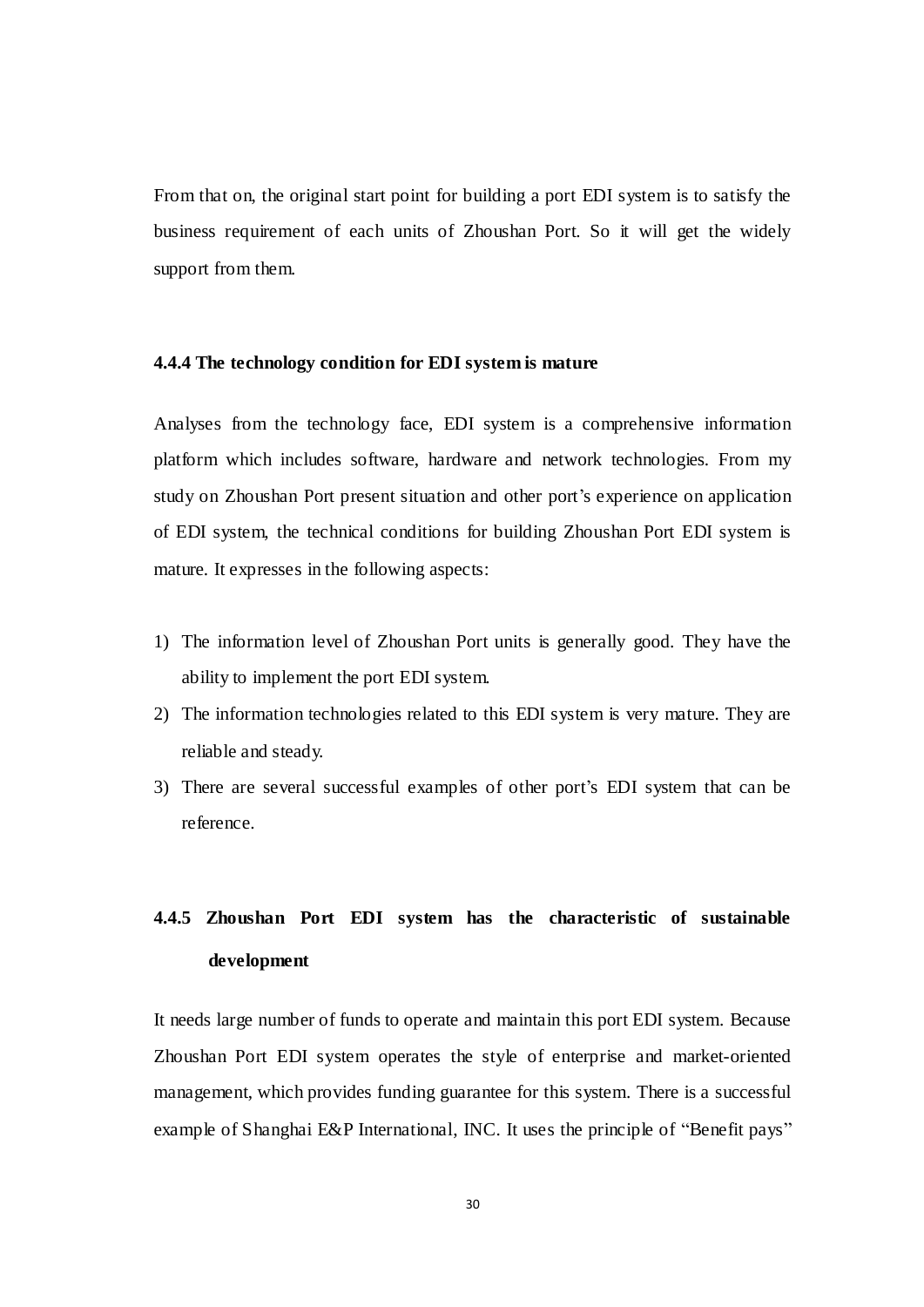From that on, the original start point for building a port EDI system is to satisfy the business requirement of each units of Zhoushan Port. So it will get the widely support from them.

### 4.4.4 The technology condition for EDI system is mature

Analyses from the technology face, EDI system is a comprehensive information platform which includes software, hardware and network technologies. From my study on Zhoushan Port present situation and other port's experience on application of EDI system, the technical conditions for building Zhoushan Port EDI system is mature. It expresses in the following aspects:

1) The information level of Zhoushan Port units is generally good. They have the ability to implement the port EDI system.
2) The information technologies related to this EDI system is very mature. They are reliable and steady.
3) There are several successful examples of other port's EDI system that can be reference.

### 4.4.5 Zhoushan Port EDI system has the characteristic of sustainable development

It needs large number of funds to operate and maintain this port EDI system. Because Zhoushan Port EDI system operates the style of enterprise and market-oriented management, which provides funding guarantee for this system. There is a successful example of Shanghai E&P International, INC. It uses the principle of "Benefit pays"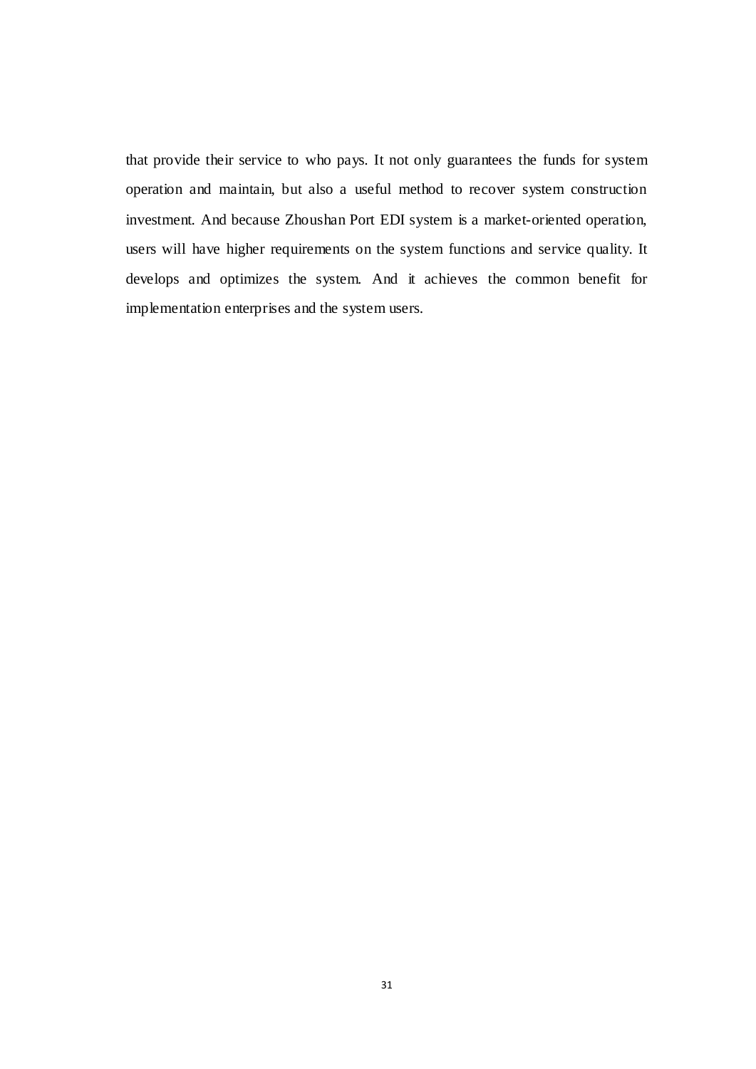that provide their service to who pays. It not only guarantees the funds for system operation and maintain, but also a useful method to recover system construction investment. And because Zhoushan Port EDI system is a market-oriented operation, users will have higher requirements on the system functions and service quality. It develops and optimizes the system. And it achieves the common benefit for implementation enterprises and the system users.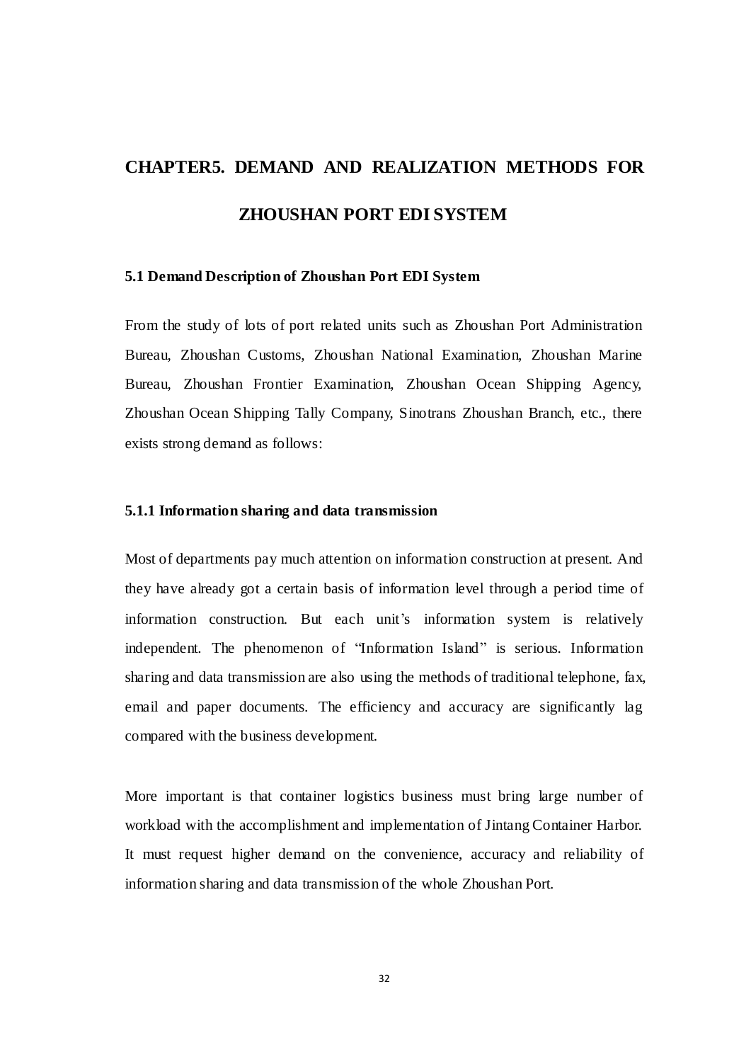# CHAPTER5. DEMAND AND REALIZATION METHODS FOR ZHOUSHAN PORT EDI SYSTEM

## 5.1 Demand Description of Zhoushan Port EDI System

From the study of lots of port related units such as Zhoushan Port Administration Bureau, Zhoushan Customs, Zhoushan National Examination, Zhoushan Marine Bureau, Zhoushan Frontier Examination, Zhoushan Ocean Shipping Agency, Zhoushan Ocean Shipping Tally Company, Sinotrans Zhoushan Branch, etc., there exists strong demand as follows:

### 5.1.1 Information sharing and data transmission

Most of departments pay much attention on information construction at present. And they have already got a certain basis of information level through a period time of information construction. But each unit's information system is relatively independent. The phenomenon of "Information Island" is serious. Information sharing and data transmission are also using the methods of traditional telephone, fax, email and paper documents. The efficiency and accuracy are significantly lag compared with the business development.

More important is that container logistics business must bring large number of workload with the accomplishment and implementation of Jintang Container Harbor. It must request higher demand on the convenience, accuracy and reliability of information sharing and data transmission of the whole Zhoushan Port.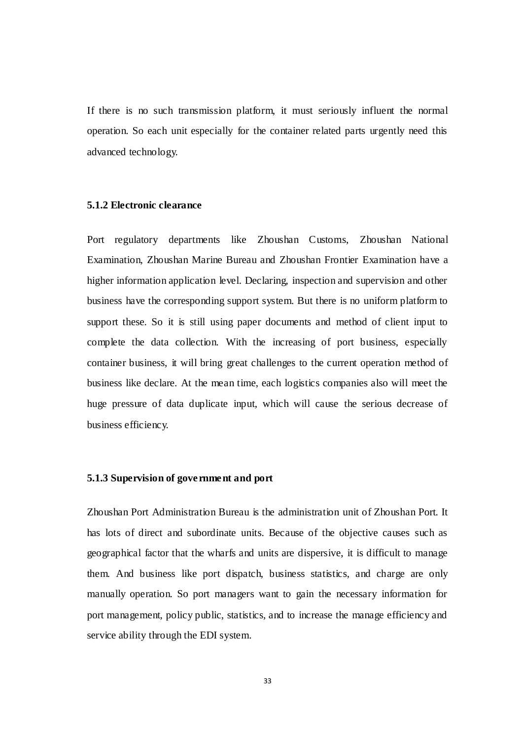If there is no such transmission platform, it must seriously influent the normal operation. So each unit especially for the container related parts urgently need this advanced technology.

### 5.1.2 Electronic clearance

Port regulatory departments like Zhoushan Customs, Zhoushan National Examination, Zhoushan Marine Bureau and Zhoushan Frontier Examination have a higher information application level. Declaring, inspection and supervision and other business have the corresponding support system. But there is no uniform platform to support these. So it is still using paper documents and method of client input to complete the data collection. With the increasing of port business, especially container business, it will bring great challenges to the current operation method of business like declare. At the mean time, each logistics companies also will meet the huge pressure of data duplicate input, which will cause the serious decrease of business efficiency.

### 5.1.3 Supervision of government and port

Zhoushan Port Administration Bureau is the administration unit of Zhoushan Port. It has lots of direct and subordinate units. Because of the objective causes such as geographical factor that the wharfs and units are dispersive, it is difficult to manage them. And business like port dispatch, business statistics, and charge are only manually operation. So port managers want to gain the necessary information for port management, policy public, statistics, and to increase the manage efficiency and service ability through the EDI system.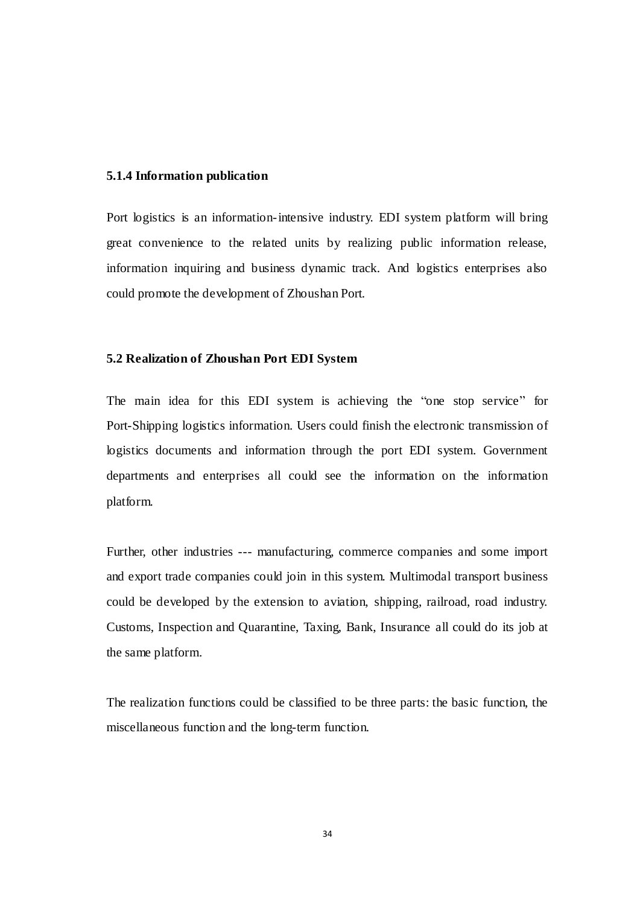### 5.1.4 Information publication

Port logistics is an information-intensive industry. EDI system platform will bring great convenience to the related units by realizing public information release, information inquiring and business dynamic track. And logistics enterprises also could promote the development of Zhoushan Port.

## 5.2 Realization of Zhoushan Port EDI System

The main idea for this EDI system is achieving the "one stop service" for Port-Shipping logistics information. Users could finish the electronic transmission of logistics documents and information through the port EDI system. Government departments and enterprises all could see the information on the information platform.

Further, other industries --- manufacturing, commerce companies and some import and export trade companies could join in this system. Multimodal transport business could be developed by the extension to aviation, shipping, railroad, road industry. Customs, Inspection and Quarantine, Taxing, Bank, Insurance all could do its job at the same platform.

The realization functions could be classified to be three parts: the basic function, the miscellaneous function and the long-term function.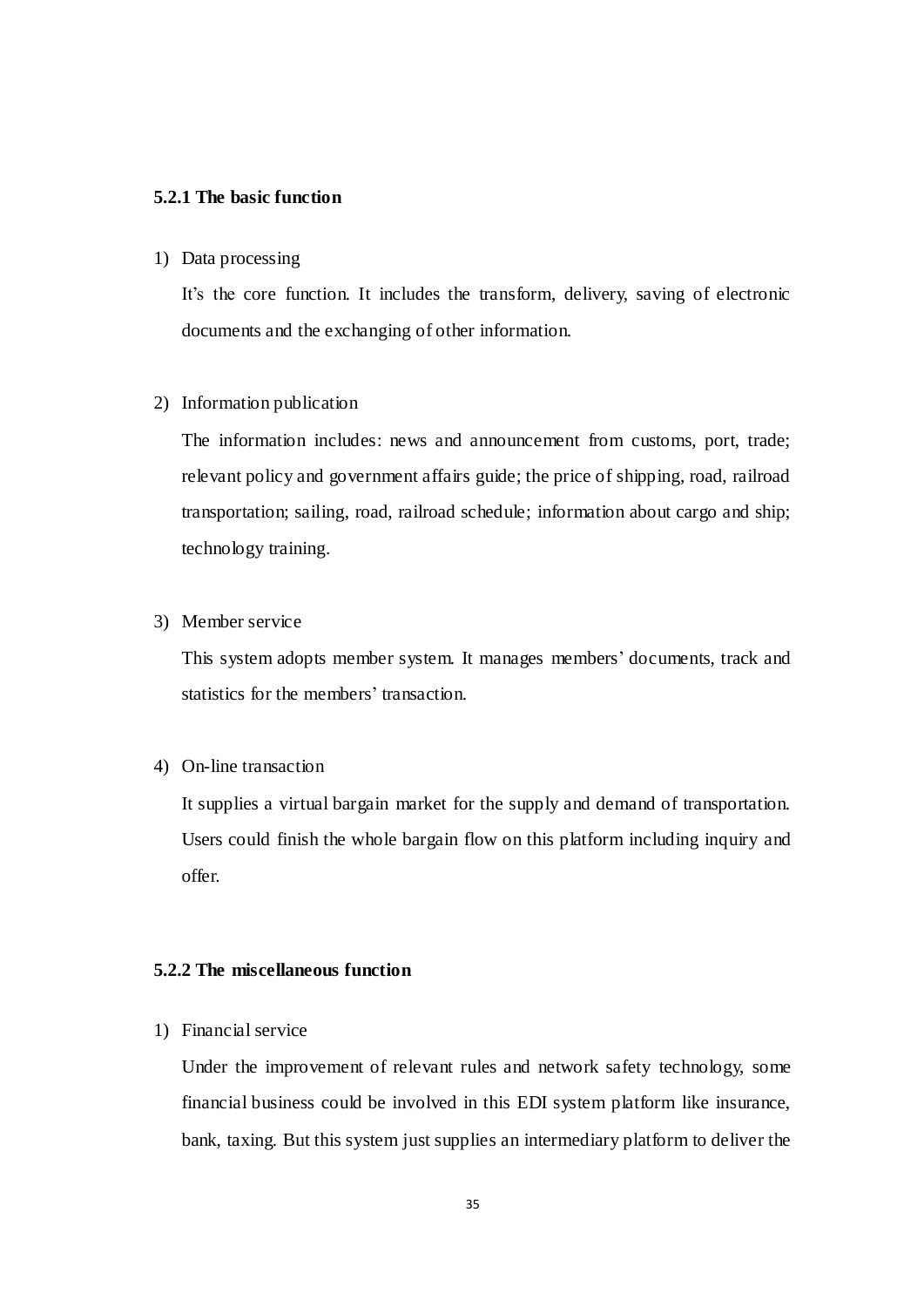### 5.2.1 The basic function

1) Data processing

   It's the core function. It includes the transform, delivery, saving of electronic documents and the exchanging of other information.

2) Information publication

   The information includes: news and announcement from customs, port, trade; relevant policy and government affairs guide; the price of shipping, road, railroad transportation; sailing, road, railroad schedule; information about cargo and ship; technology training.

3) Member service

   This system adopts member system. It manages members' documents, track and statistics for the members' transaction.

4) On-line transaction

   It supplies a virtual bargain market for the supply and demand of transportation. Users could finish the whole bargain flow on this platform including inquiry and offer.

### 5.2.2 The miscellaneous function

1) Financial service

   Under the improvement of relevant rules and network safety technology, some financial business could be involved in this EDI system platform like insurance, bank, taxing. But this system just supplies an intermediary platform to deliver the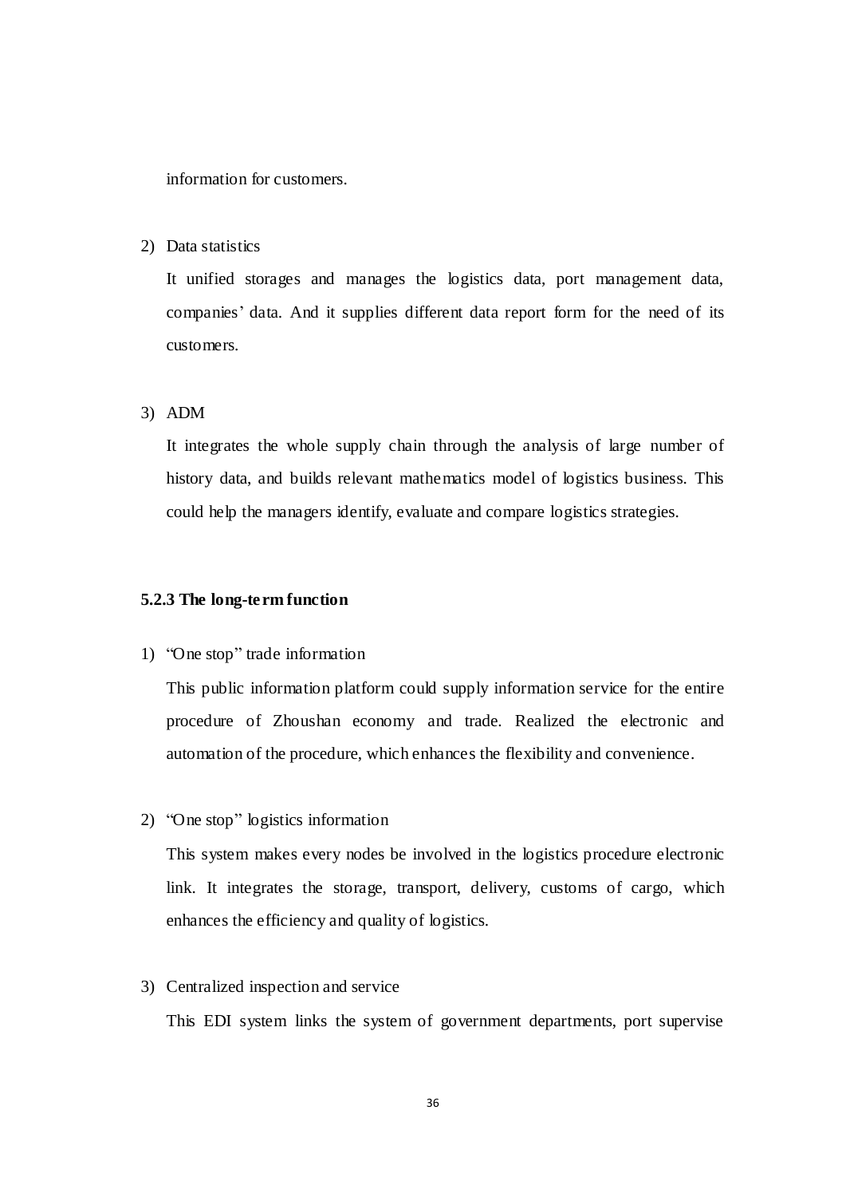information for customers.

2) Data statistics

   It unified storages and manages the logistics data, port management data, companies' data. And it supplies different data report form for the need of its customers.

3) ADM

   It integrates the whole supply chain through the analysis of large number of history data, and builds relevant mathematics model of logistics business. This could help the managers identify, evaluate and compare logistics strategies.

### 5.2.3 The long-term function

1) "One stop" trade information

   This public information platform could supply information service for the entire procedure of Zhoushan economy and trade. Realized the electronic and automation of the procedure, which enhances the flexibility and convenience.

2) "One stop" logistics information

   This system makes every nodes be involved in the logistics procedure electronic link. It integrates the storage, transport, delivery, customs of cargo, which enhances the efficiency and quality of logistics.

3) Centralized inspection and service

   This EDI system links the system of government departments, port supervise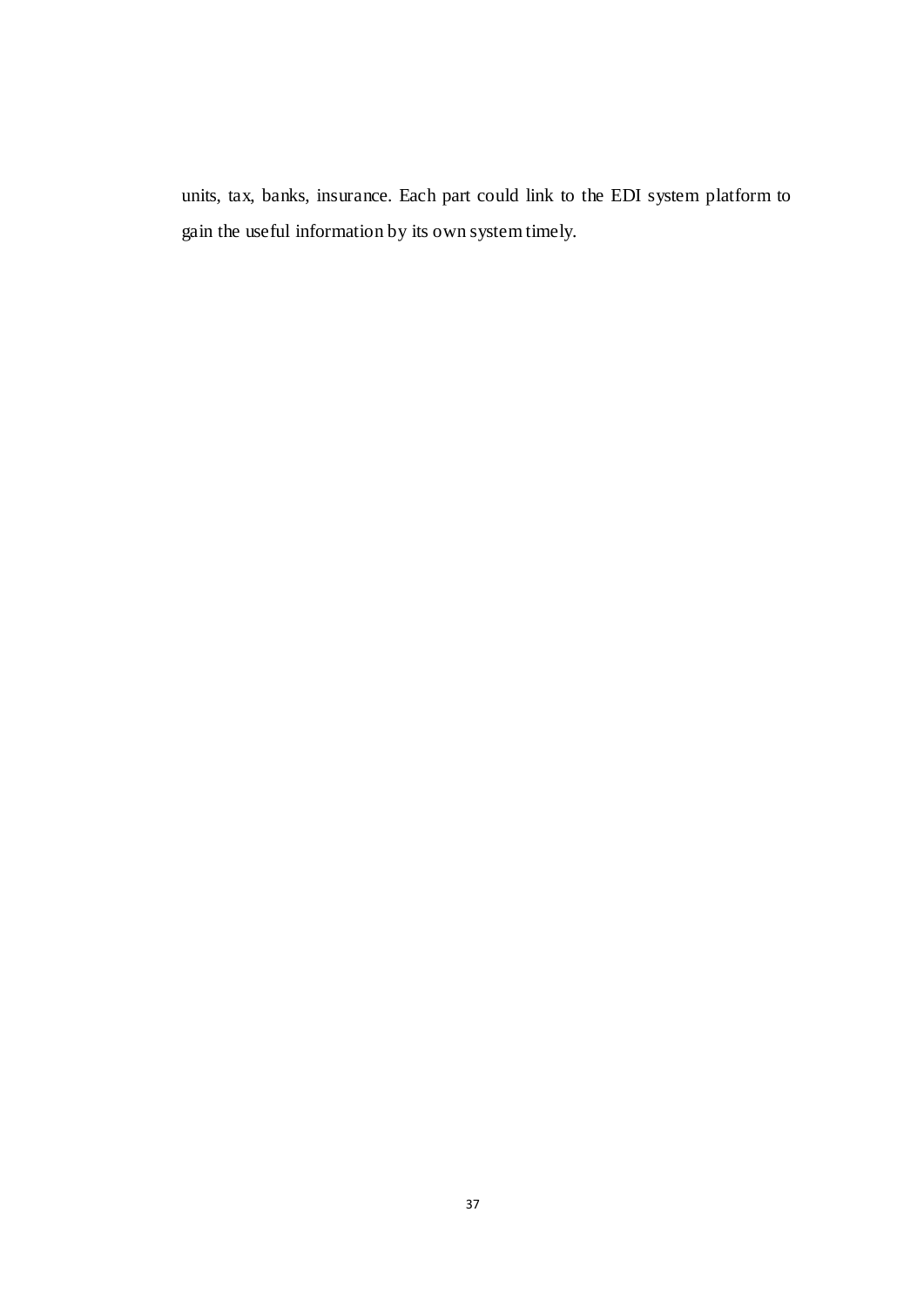units, tax, banks, insurance. Each part could link to the EDI system platform to gain the useful information by its own system timely.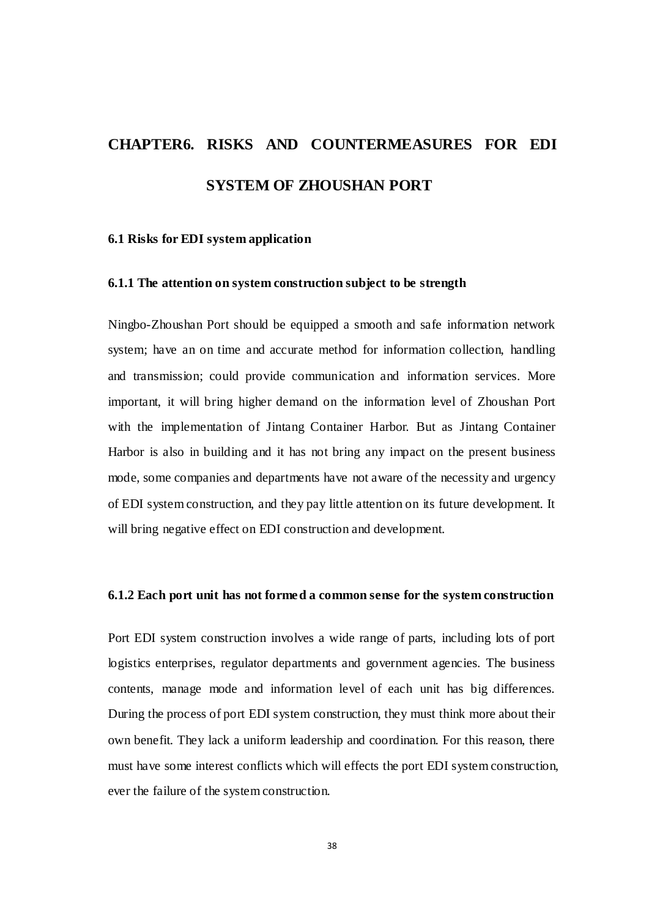# CHAPTER6. RISKS AND COUNTERMEASURES FOR EDI SYSTEM OF ZHOUSHAN PORT

## 6.1 Risks for EDI system application

### 6.1.1 The attention on system construction subject to be strength

Ningbo-Zhoushan Port should be equipped a smooth and safe information network system; have an on time and accurate method for information collection, handling and transmission; could provide communication and information services. More important, it will bring higher demand on the information level of Zhoushan Port with the implementation of Jintang Container Harbor. But as Jintang Container Harbor is also in building and it has not bring any impact on the present business mode, some companies and departments have not aware of the necessity and urgency of EDI system construction, and they pay little attention on its future development. It will bring negative effect on EDI construction and development.

### 6.1.2 Each port unit has not formed a common sense for the system construction

Port EDI system construction involves a wide range of parts, including lots of port logistics enterprises, regulator departments and government agencies. The business contents, manage mode and information level of each unit has big differences. During the process of port EDI system construction, they must think more about their own benefit. They lack a uniform leadership and coordination. For this reason, there must have some interest conflicts which will effects the port EDI system construction, ever the failure of the system construction.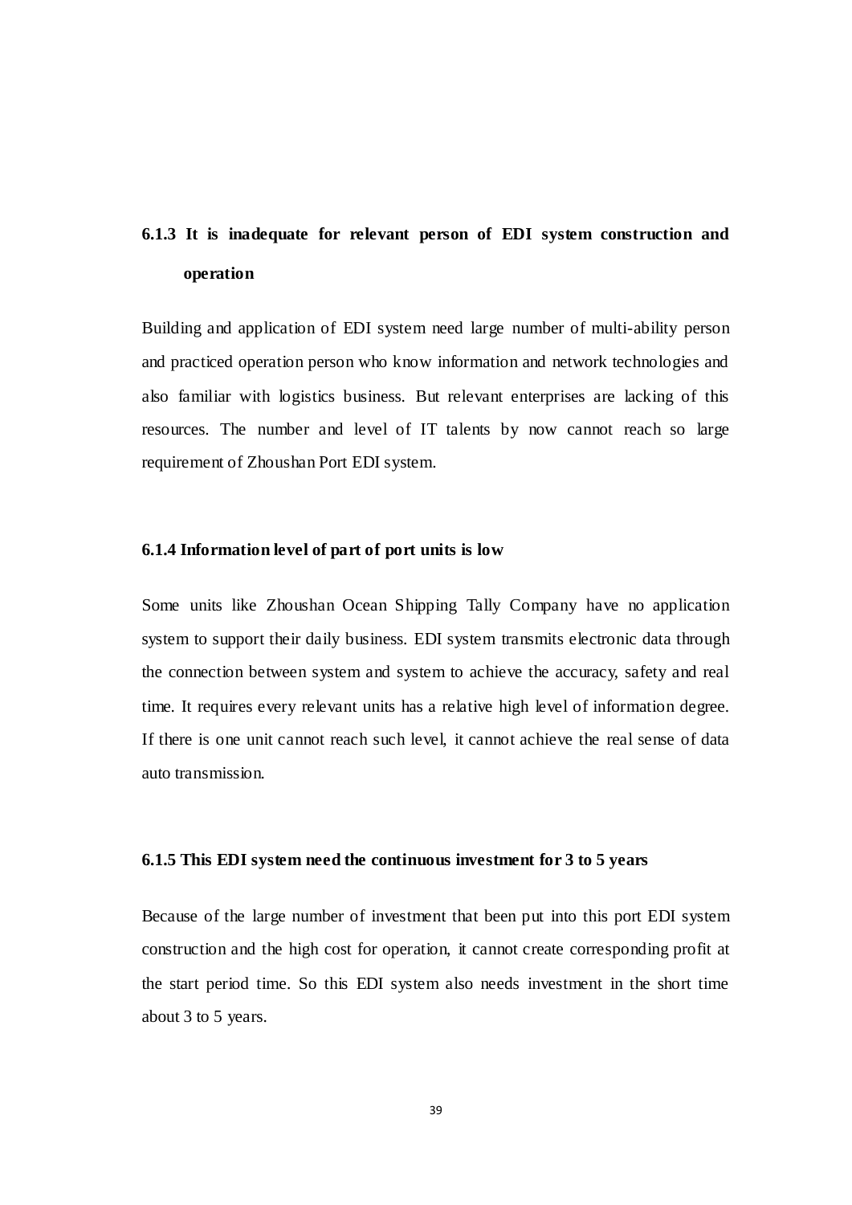### 6.1.3 It is inadequate for relevant person of EDI system construction and operation

Building and application of EDI system need large number of multi-ability person and practiced operation person who know information and network technologies and also familiar with logistics business. But relevant enterprises are lacking of this resources. The number and level of IT talents by now cannot reach so large requirement of Zhoushan Port EDI system.

### 6.1.4 Information level of part of port units is low

Some units like Zhoushan Ocean Shipping Tally Company have no application system to support their daily business. EDI system transmits electronic data through the connection between system and system to achieve the accuracy, safety and real time. It requires every relevant units has a relative high level of information degree. If there is one unit cannot reach such level, it cannot achieve the real sense of data auto transmission.

### 6.1.5 This EDI system need the continuous investment for 3 to 5 years

Because of the large number of investment that been put into this port EDI system construction and the high cost for operation, it cannot create corresponding profit at the start period time. So this EDI system also needs investment in the short time about 3 to 5 years.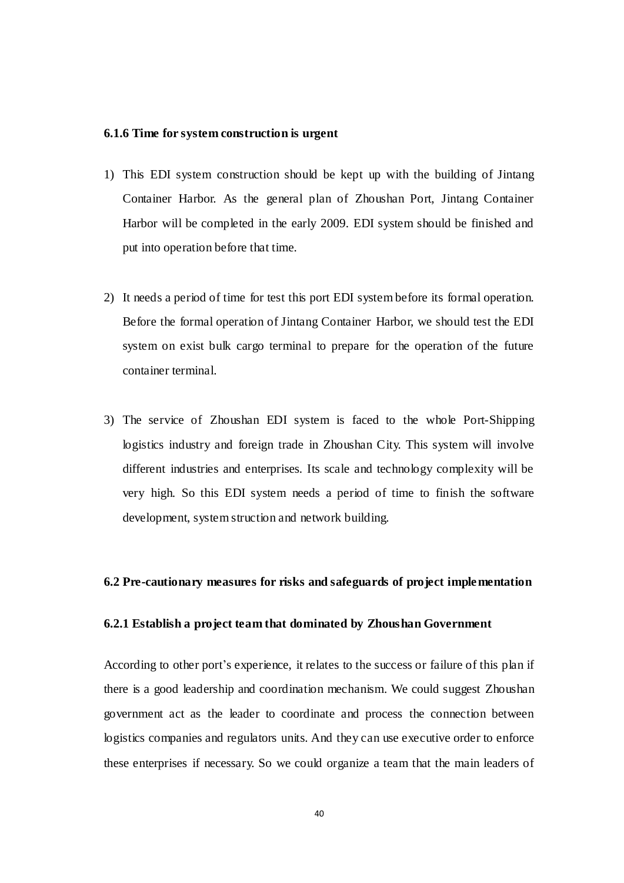### 6.1.6 Time for system construction is urgent

1) This EDI system construction should be kept up with the building of Jintang Container Harbor. As the general plan of Zhoushan Port, Jintang Container Harbor will be completed in the early 2009. EDI system should be finished and put into operation before that time.

2) It needs a period of time for test this port EDI system before its formal operation. Before the formal operation of Jintang Container Harbor, we should test the EDI system on exist bulk cargo terminal to prepare for the operation of the future container terminal.

3) The service of Zhoushan EDI system is faced to the whole Port-Shipping logistics industry and foreign trade in Zhoushan City. This system will involve different industries and enterprises. Its scale and technology complexity will be very high. So this EDI system needs a period of time to finish the software development, system struction and network building.

## 6.2 Pre-cautionary measures for risks and safeguards of project implementation

### 6.2.1 Establish a project team that dominated by Zhoushan Government

According to other port's experience, it relates to the success or failure of this plan if there is a good leadership and coordination mechanism. We could suggest Zhoushan government act as the leader to coordinate and process the connection between logistics companies and regulators units. And they can use executive order to enforce these enterprises if necessary. So we could organize a team that the main leaders of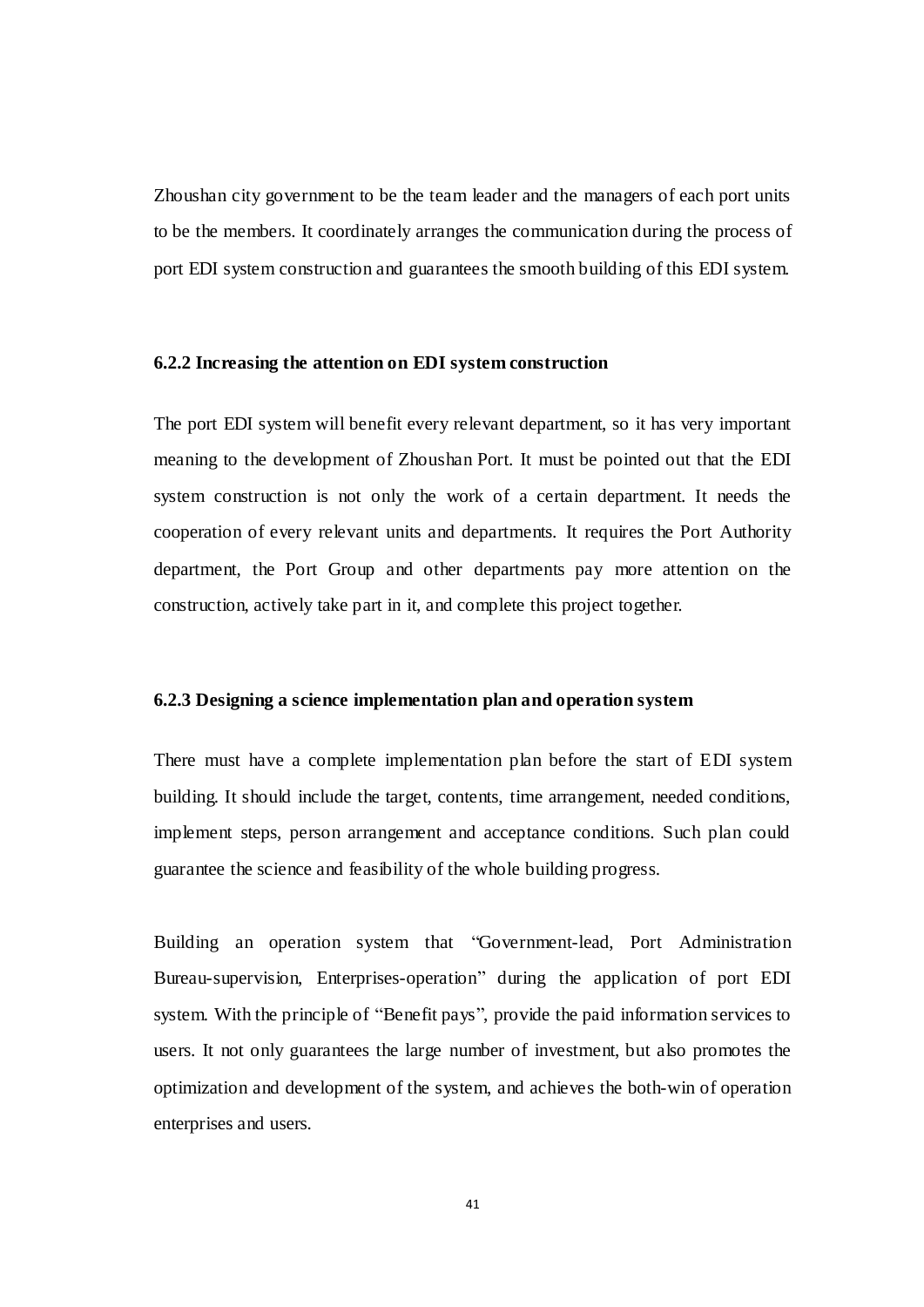Zhoushan city government to be the team leader and the managers of each port units to be the members. It coordinately arranges the communication during the process of port EDI system construction and guarantees the smooth building of this EDI system.

### 6.2.2 Increasing the attention on EDI system construction

The port EDI system will benefit every relevant department, so it has very important meaning to the development of Zhoushan Port. It must be pointed out that the EDI system construction is not only the work of a certain department. It needs the cooperation of every relevant units and departments. It requires the Port Authority department, the Port Group and other departments pay more attention on the construction, actively take part in it, and complete this project together.

### 6.2.3 Designing a science implementation plan and operation system

There must have a complete implementation plan before the start of EDI system building. It should include the target, contents, time arrangement, needed conditions, implement steps, person arrangement and acceptance conditions. Such plan could guarantee the science and feasibility of the whole building progress.

Building an operation system that "Government-lead, Port Administration Bureau-supervision, Enterprises-operation" during the application of port EDI system. With the principle of "Benefit pays", provide the paid information services to users. It not only guarantees the large number of investment, but also promotes the optimization and development of the system, and achieves the both-win of operation enterprises and users.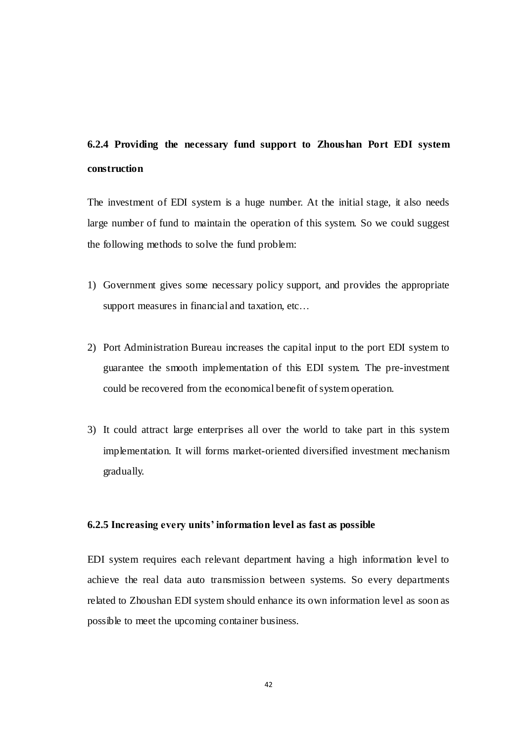### 6.2.4 Providing the necessary fund support to Zhoushan Port EDI system construction

The investment of EDI system is a huge number. At the initial stage, it also needs large number of fund to maintain the operation of this system. So we could suggest the following methods to solve the fund problem:

1) Government gives some necessary policy support, and provides the appropriate support measures in financial and taxation, etc…

2) Port Administration Bureau increases the capital input to the port EDI system to guarantee the smooth implementation of this EDI system. The pre-investment could be recovered from the economical benefit of system operation.

3) It could attract large enterprises all over the world to take part in this system implementation. It will forms market-oriented diversified investment mechanism gradually.

### 6.2.5 Increasing every units' information level as fast as possible

EDI system requires each relevant department having a high information level to achieve the real data auto transmission between systems. So every departments related to Zhoushan EDI system should enhance its own information level as soon as possible to meet the upcoming container business.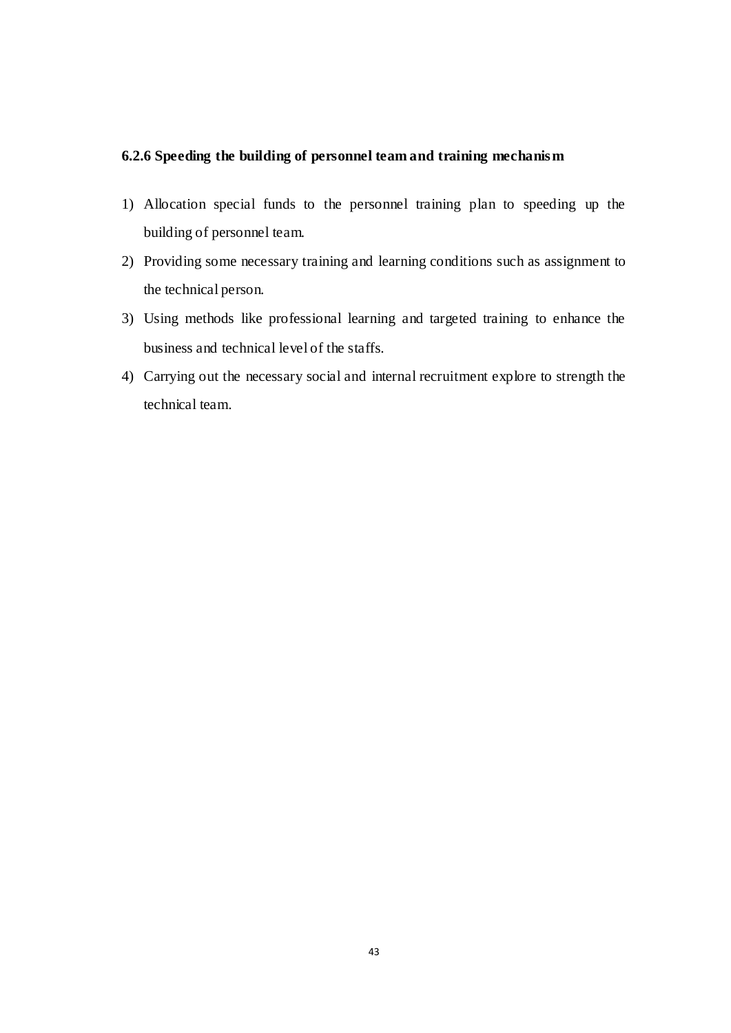### 6.2.6 Speeding the building of personnel team and training mechanism

1) Allocation special funds to the personnel training plan to speeding up the building of personnel team.
2) Providing some necessary training and learning conditions such as assignment to the technical person.
3) Using methods like professional learning and targeted training to enhance the business and technical level of the staffs.
4) Carrying out the necessary social and internal recruitment explore to strength the technical team.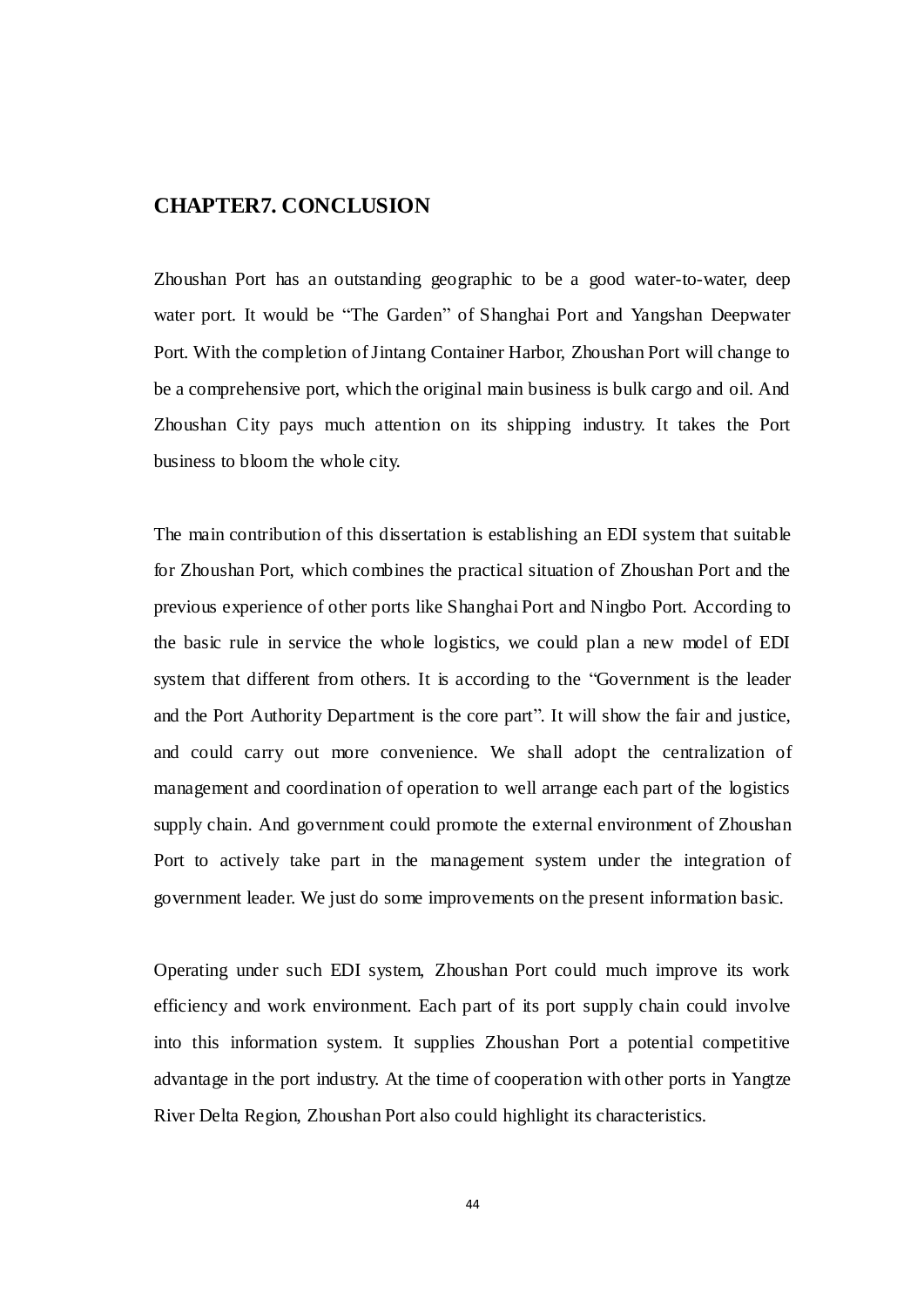# CHAPTER7. CONCLUSION

Zhoushan Port has an outstanding geographic to be a good water-to-water, deep water port. It would be "The Garden" of Shanghai Port and Yangshan Deepwater Port. With the completion of Jintang Container Harbor, Zhoushan Port will change to be a comprehensive port, which the original main business is bulk cargo and oil. And Zhoushan City pays much attention on its shipping industry. It takes the Port business to bloom the whole city.

The main contribution of this dissertation is establishing an EDI system that suitable for Zhoushan Port, which combines the practical situation of Zhoushan Port and the previous experience of other ports like Shanghai Port and Ningbo Port. According to the basic rule in service the whole logistics, we could plan a new model of EDI system that different from others. It is according to the "Government is the leader and the Port Authority Department is the core part". It will show the fair and justice, and could carry out more convenience. We shall adopt the centralization of management and coordination of operation to well arrange each part of the logistics supply chain. And government could promote the external environment of Zhoushan Port to actively take part in the management system under the integration of government leader. We just do some improvements on the present information basic.

Operating under such EDI system, Zhoushan Port could much improve its work efficiency and work environment. Each part of its port supply chain could involve into this information system. It supplies Zhoushan Port a potential competitive advantage in the port industry. At the time of cooperation with other ports in Yangtze River Delta Region, Zhoushan Port also could highlight its characteristics.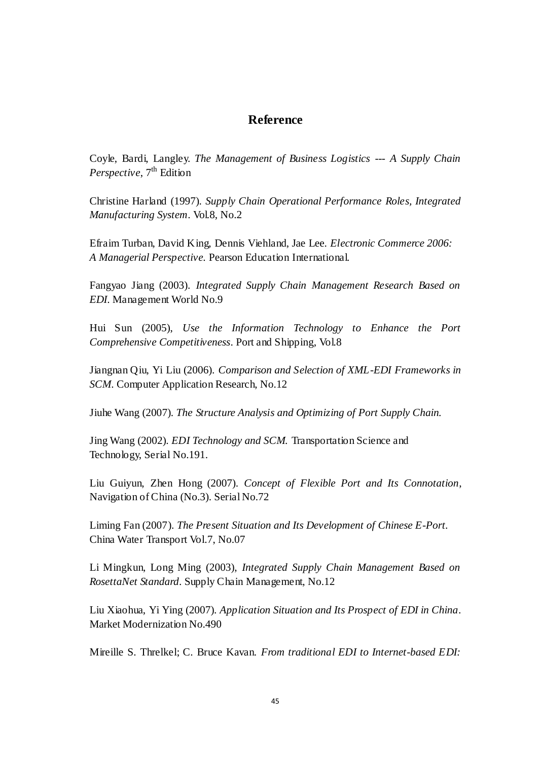# Reference

Coyle, Bardi, Langley. *The Management of Business Logistics --- A Supply Chain Perspective*, $7^{th}$ Edition

Christine Harland (1997). *Supply Chain Operational Performance Roles, Integrated Manufacturing System*. Vol.8, No.2

Efraim Turban, David King, Dennis Viehland, Jae Lee. *Electronic Commerce 2006: A Managerial Perspective.* Pearson Education International.

Fangyao Jiang (2003). *Integrated Supply Chain Management Research Based on EDI*. Management World No.9

Hui Sun (2005), *Use the Information Technology to Enhance the Port Comprehensive Competitiveness*. Port and Shipping, Vol.8

Jiangnan Qiu, Yi Liu (2006). *Comparison and Selection of XML-EDI Frameworks in SCM*. Computer Application Research, No.12

Jiuhe Wang (2007). *The Structure Analysis and Optimizing of Port Supply Chain.*

Jing Wang (2002). *EDI Technology and SCM.* Transportation Science and Technology, Serial No.191.

Liu Guiyun, Zhen Hong (2007). *Concept of Flexible Port and Its Connotation*, Navigation of China (No.3). Serial No.72

Liming Fan (2007). *The Present Situation and Its Development of Chinese E-Port*. China Water Transport Vol.7, No.07

Li Mingkun, Long Ming (2003), *Integrated Supply Chain Management Based on RosettaNet Standard*. Supply Chain Management, No.12

Liu Xiaohua, Yi Ying (2007). *Application Situation and Its Prospect of EDI in China*. Market Modernization No.490

Mireille S. Threlkel; C. Bruce Kavan. *From traditional EDI to Internet-based EDI:*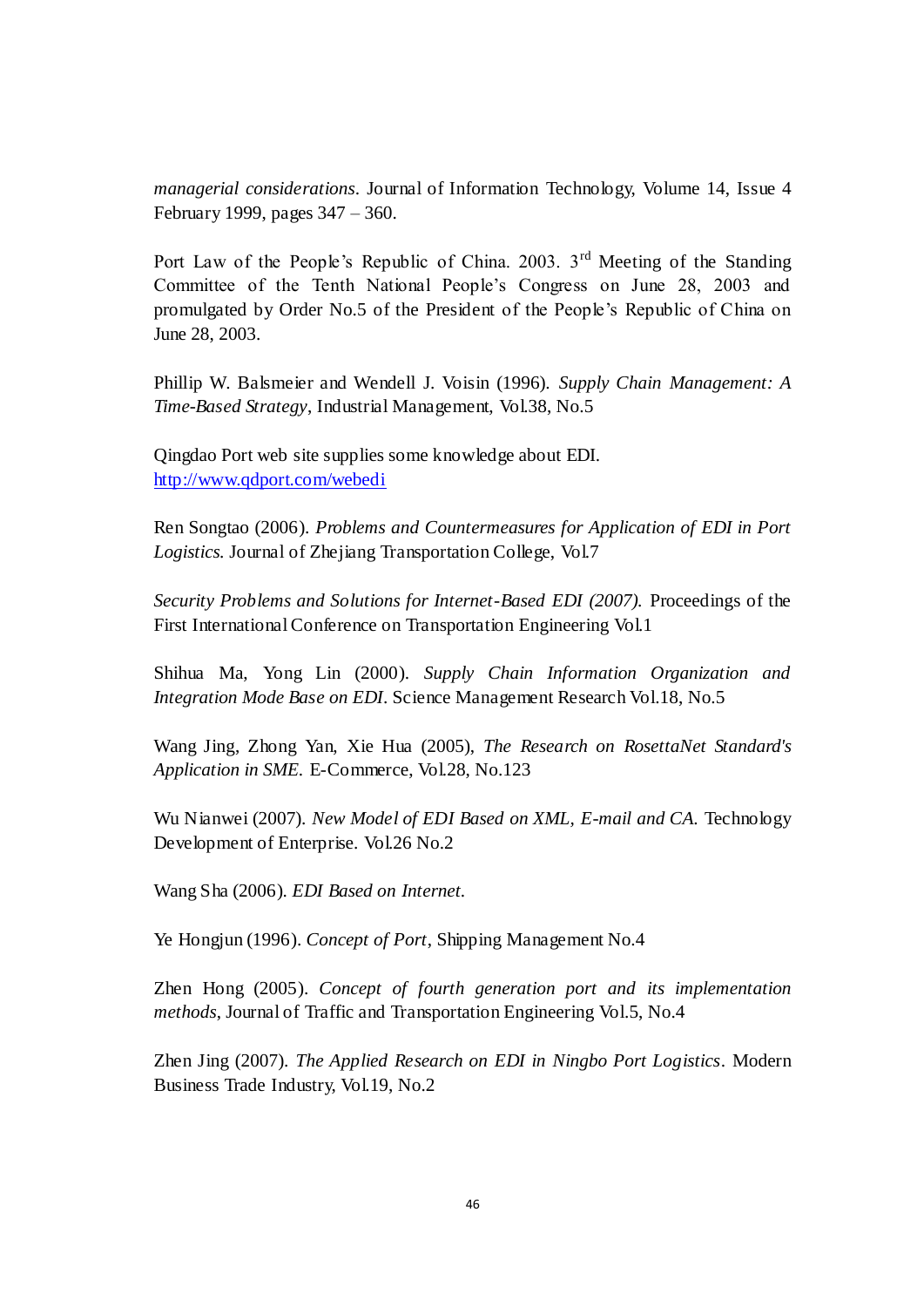*managerial considerations*. Journal of Information Technology, Volume 14, Issue 4 February 1999, pages 347 – 360.

Port Law of the People's Republic of China. 2003. 3rd Meeting of the Standing Committee of the Tenth National People's Congress on June 28, 2003 and promulgated by Order No.5 of the President of the People's Republic of China on June 28, 2003.

Phillip W. Balsmeier and Wendell J. Voisin (1996). *Supply Chain Management: A Time-Based Strategy*, Industrial Management, Vol.38, No.5

Qingdao Port web site supplies some knowledge about EDI. [http://www.qdport.com/webedi](http://www.qdport.com/webedi)

Ren Songtao (2006). *Problems and Countermeasures for Application of EDI in Port Logistics*. Journal of Zhejiang Transportation College, Vol.7

*Security Problems and Solutions for Internet-Based EDI (2007).* Proceedings of the First International Conference on Transportation Engineering Vol.1

Shihua Ma, Yong Lin (2000). *Supply Chain Information Organization and Integration Mode Base on EDI*. Science Management Research Vol.18, No.5

Wang Jing, Zhong Yan, Xie Hua (2005), *The Research on RosettaNet Standard's Application in SME.* E-Commerce, Vol.28, No.123

Wu Nianwei (2007). *New Model of EDI Based on XML, E-mail and CA.* Technology Development of Enterprise. Vol.26 No.2

Wang Sha (2006). *EDI Based on Internet.*

Ye Hongjun (1996). *Concept of Port*, Shipping Management No.4

Zhen Hong (2005). *Concept of fourth generation port and its implementation methods*, Journal of Traffic and Transportation Engineering Vol.5, No.4

Zhen Jing (2007). *The Applied Research on EDI in Ningbo Port Logistics*. Modern Business Trade Industry, Vol.19, No.2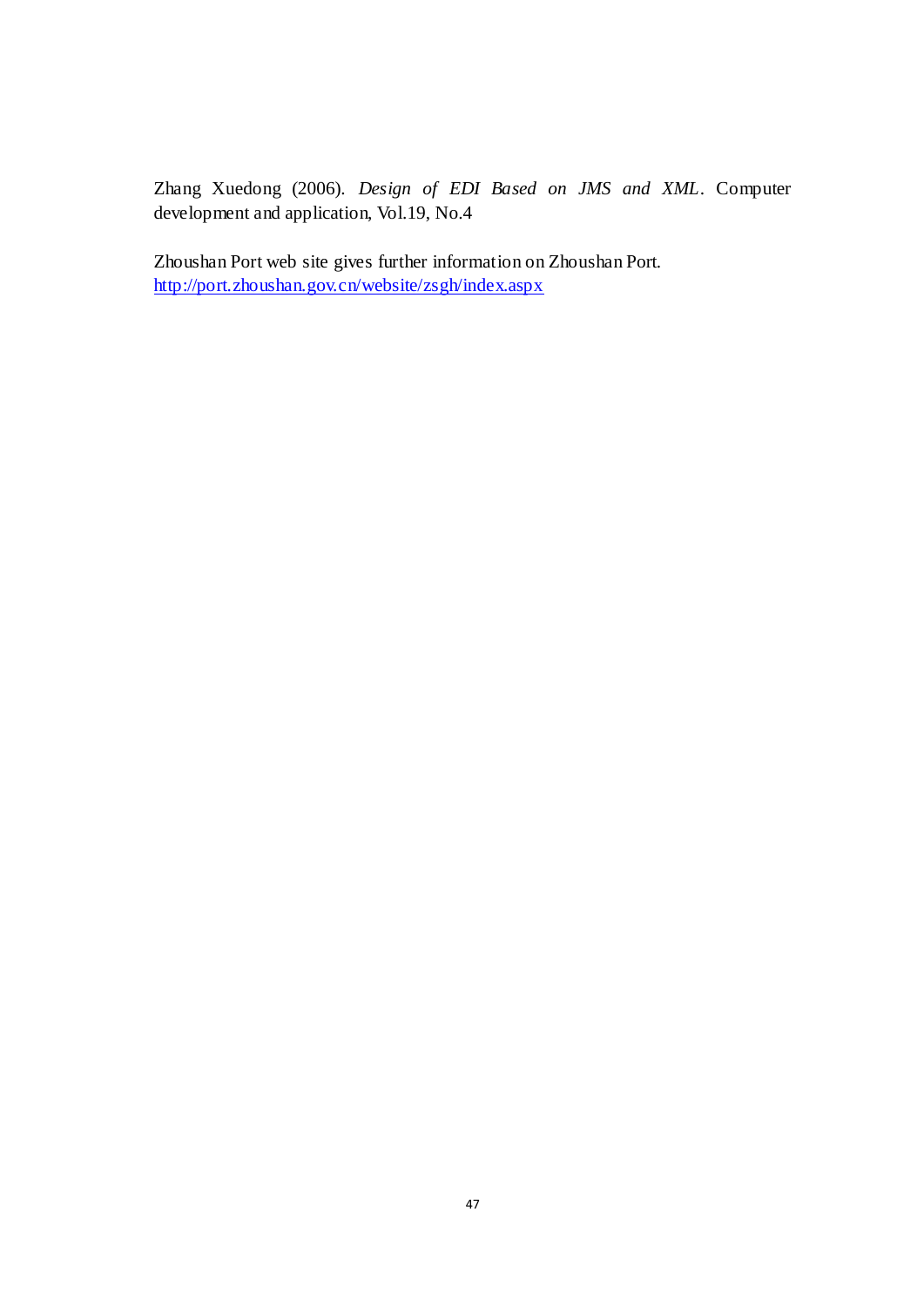Zhang Xuedong (2006). *Design of EDI Based on JMS and XML*. Computer development and application, Vol.19, No.4

Zhoushan Port web site gives further information on Zhoushan Port.
http://port.zhoushan.gov.cn/website/zsgh/index.aspx